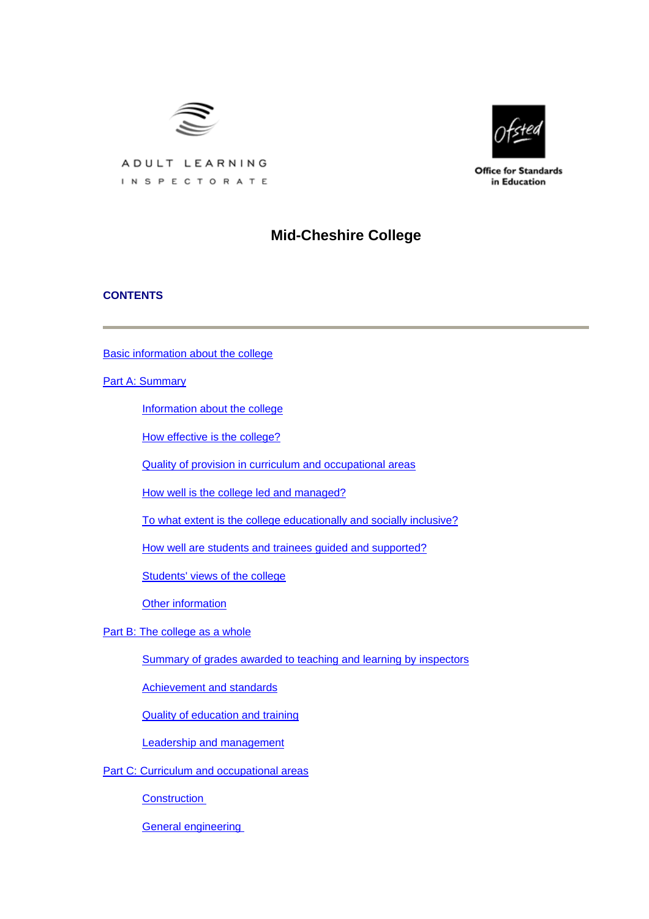ADULT LEARNING INSPECTORATE

Office for Standards in Education

# Mid-Cheshire College

## CONTENTS

---

Basic information about the college

Part A: Summary

- Information about the college
- How effective is the college?
- Quality of provision in curriculum and occupational areas
- How well is the college led and managed?
- To what extent is the college educationally and socially inclusive?
- How well are students and trainees guided and supported?
- Students' views of the college
- Other information

Part B: The college as a whole

- Summary of grades awarded to teaching and learning by inspectors
- Achievement and standards
- Quality of education and training
- Leadership and management

Part C: Curriculum and occupational areas

- Construction
- General engineering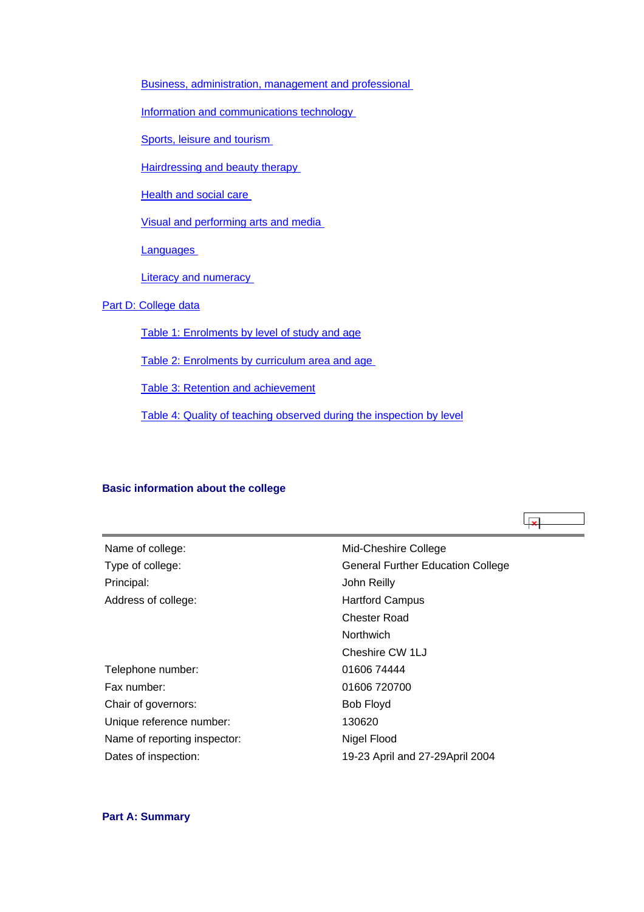Business, administration, management and professional

Information and communications technology

Sports, leisure and tourism

Hairdressing and beauty therapy

Health and social care

Visual and performing arts and media

Languages

Literacy and numeracy

Part D: College data

Table 1: Enrolments by level of study and age

Table 2: Enrolments by curriculum area and age

Table 3: Retention and achievement

Table 4: Quality of teaching observed during the inspection by level

### Basic information about the college

| | |
|---|---|
| Name of college: | Mid-Cheshire College |
| Type of college: | General Further Education College |
| Principal: | John Reilly |
| Address of college: | Hartford Campus<br>Chester Road<br>Northwich<br>Cheshire CW 1LJ |
| Telephone number: | 01606 74444 |
| Fax number: | 01606 720700 |
| Chair of governors: | Bob Floyd |
| Unique reference number: | 130620 |
| Name of reporting inspector: | Nigel Flood |
| Dates of inspection: | 19-23 April and 27-29April 2004 |

### Part A: Summary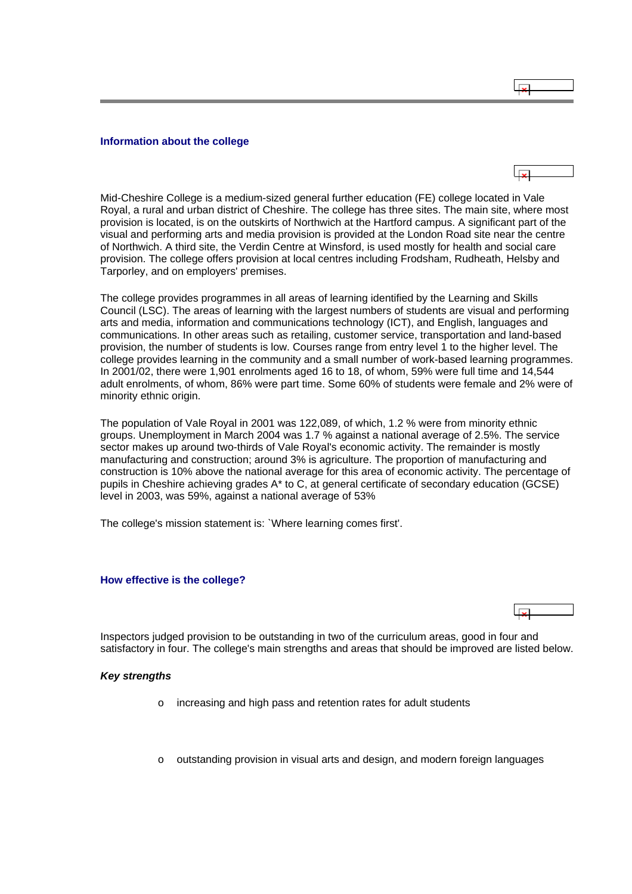### Information about the college

Mid-Cheshire College is a medium-sized general further education (FE) college located in Vale Royal, a rural and urban district of Cheshire. The college has three sites. The main site, where most provision is located, is on the outskirts of Northwich at the Hartford campus. A significant part of the visual and performing arts and media provision is provided at the London Road site near the centre of Northwich. A third site, the Verdin Centre at Winsford, is used mostly for health and social care provision. The college offers provision at local centres including Frodsham, Rudheath, Helsby and Tarporley, and on employers' premises.

The college provides programmes in all areas of learning identified by the Learning and Skills Council (LSC). The areas of learning with the largest numbers of students are visual and performing arts and media, information and communications technology (ICT), and English, languages and communications. In other areas such as retailing, customer service, transportation and land-based provision, the number of students is low. Courses range from entry level 1 to the higher level. The college provides learning in the community and a small number of work-based learning programmes. In 2001/02, there were 1,901 enrolments aged 16 to 18, of whom, 59% were full time and 14,544 adult enrolments, of whom, 86% were part time. Some 60% of students were female and 2% were of minority ethnic origin.

The population of Vale Royal in 2001 was 122,089, of which, 1.2 % were from minority ethnic groups. Unemployment in March 2004 was 1.7 % against a national average of 2.5%. The service sector makes up around two-thirds of Vale Royal's economic activity. The remainder is mostly manufacturing and construction; around 3% is agriculture. The proportion of manufacturing and construction is 10% above the national average for this area of economic activity. The percentage of pupils in Cheshire achieving grades A* to C, at general certificate of secondary education (GCSE) level in 2003, was 59%, against a national average of 53%

The college's mission statement is: `Where learning comes first'.

### How effective is the college?

Inspectors judged provision to be outstanding in two of the curriculum areas, good in four and satisfactory in four. The college's main strengths and areas that should be improved are listed below.

***Key strengths***

- increasing and high pass and retention rates for adult students
- outstanding provision in visual arts and design, and modern foreign languages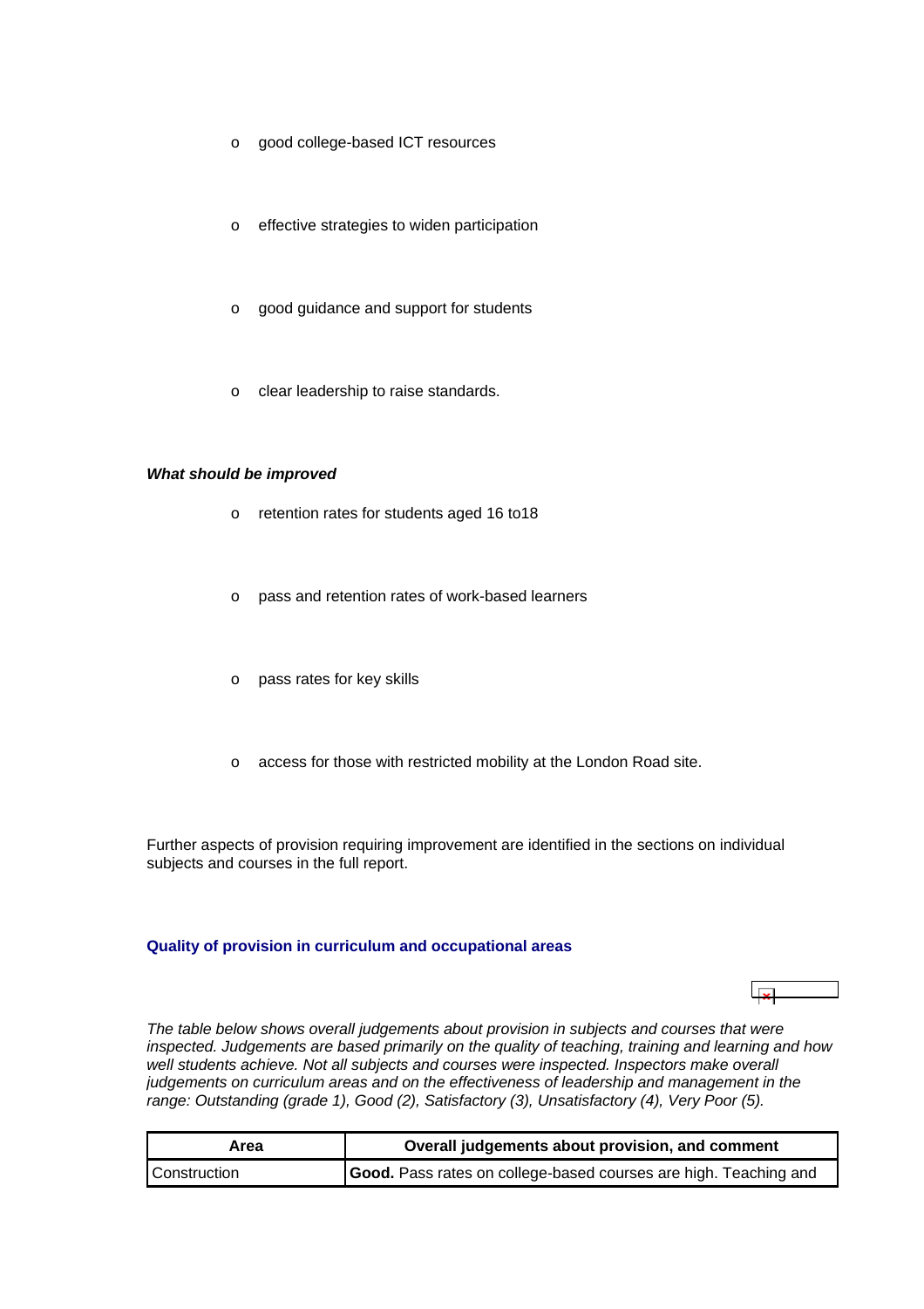- good college-based ICT resources
- effective strategies to widen participation
- good guidance and support for students
- clear leadership to raise standards.

***What should be improved***

- retention rates for students aged 16 to18
- pass and retention rates of work-based learners
- pass rates for key skills
- access for those with restricted mobility at the London Road site.

Further aspects of provision requiring improvement are identified in the sections on individual subjects and courses in the full report.

### Quality of provision in curriculum and occupational areas

*The table below shows overall judgements about provision in subjects and courses that were inspected. Judgements are based primarily on the quality of teaching, training and learning and how well students achieve. Not all subjects and courses were inspected. Inspectors make overall judgements on curriculum areas and on the effectiveness of leadership and management in the range: Outstanding (grade 1), Good (2), Satisfactory (3), Unsatisfactory (4), Very Poor (5).*

| Area | Overall judgements about provision, and comment |
|---|---|
| Construction | **Good.** Pass rates on college-based courses are high. Teaching and |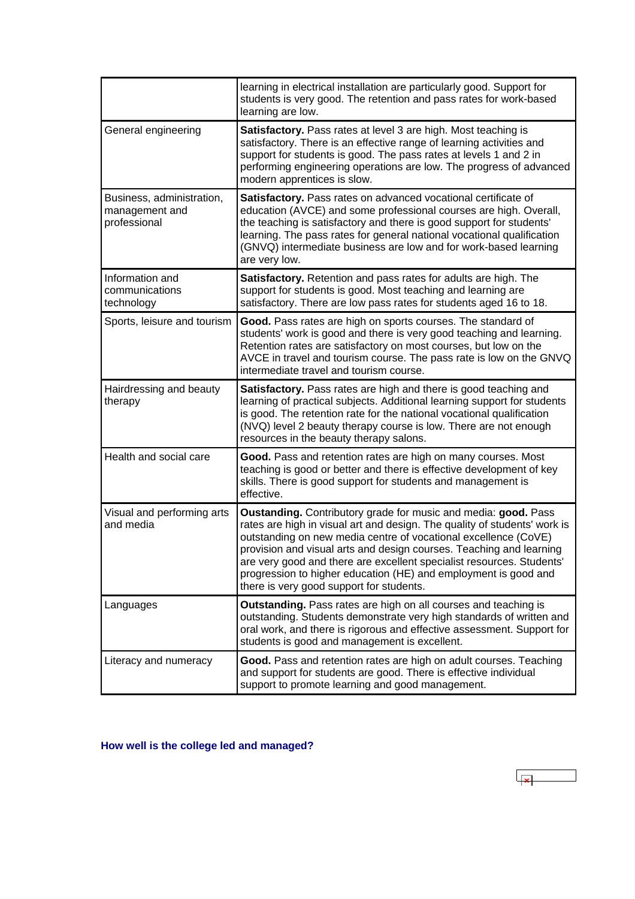| | |
|---|---|
| | learning in electrical installation are particularly good. Support for students is very good. The retention and pass rates for work-based learning are low. |
| General engineering | **Satisfactory.** Pass rates at level 3 are high. Most teaching is satisfactory. There is an effective range of learning activities and support for students is good. The pass rates at levels 1 and 2 in performing engineering operations are low. The progress of advanced modern apprentices is slow. |
| Business, administration, management and professional | **Satisfactory.** Pass rates on advanced vocational certificate of education (AVCE) and some professional courses are high. Overall, the teaching is satisfactory and there is good support for students' learning. The pass rates for general national vocational qualification (GNVQ) intermediate business are low and for work-based learning are very low. |
| Information and communications technology | **Satisfactory.** Retention and pass rates for adults are high. The support for students is good. Most teaching and learning are satisfactory. There are low pass rates for students aged 16 to 18. |
| Sports, leisure and tourism | **Good.** Pass rates are high on sports courses. The standard of students' work is good and there is very good teaching and learning. Retention rates are satisfactory on most courses, but low on the AVCE in travel and tourism course. The pass rate is low on the GNVQ intermediate travel and tourism course. |
| Hairdressing and beauty therapy | **Satisfactory.** Pass rates are high and there is good teaching and learning of practical subjects. Additional learning support for students is good. The retention rate for the national vocational qualification (NVQ) level 2 beauty therapy course is low. There are not enough resources in the beauty therapy salons. |
| Health and social care | **Good.** Pass and retention rates are high on many courses. Most teaching is good or better and there is effective development of key skills. There is good support for students and management is effective. |
| Visual and performing arts and media | **Oustanding.** Contributory grade for music and media: **good.** Pass rates are high in visual art and design. The quality of students' work is outstanding on new media centre of vocational excellence (CoVE) provision and visual arts and design courses. Teaching and learning are very good and there are excellent specialist resources. Students' progression to higher education (HE) and employment is good and there is very good support for students. |
| Languages | **Outstanding.** Pass rates are high on all courses and teaching is outstanding. Students demonstrate very high standards of written and oral work, and there is rigorous and effective assessment. Support for students is good and management is excellent. |
| Literacy and numeracy | **Good.** Pass and retention rates are high on adult courses. Teaching and support for students are good. There is effective individual support to promote learning and good management. |

### How well is the college led and managed?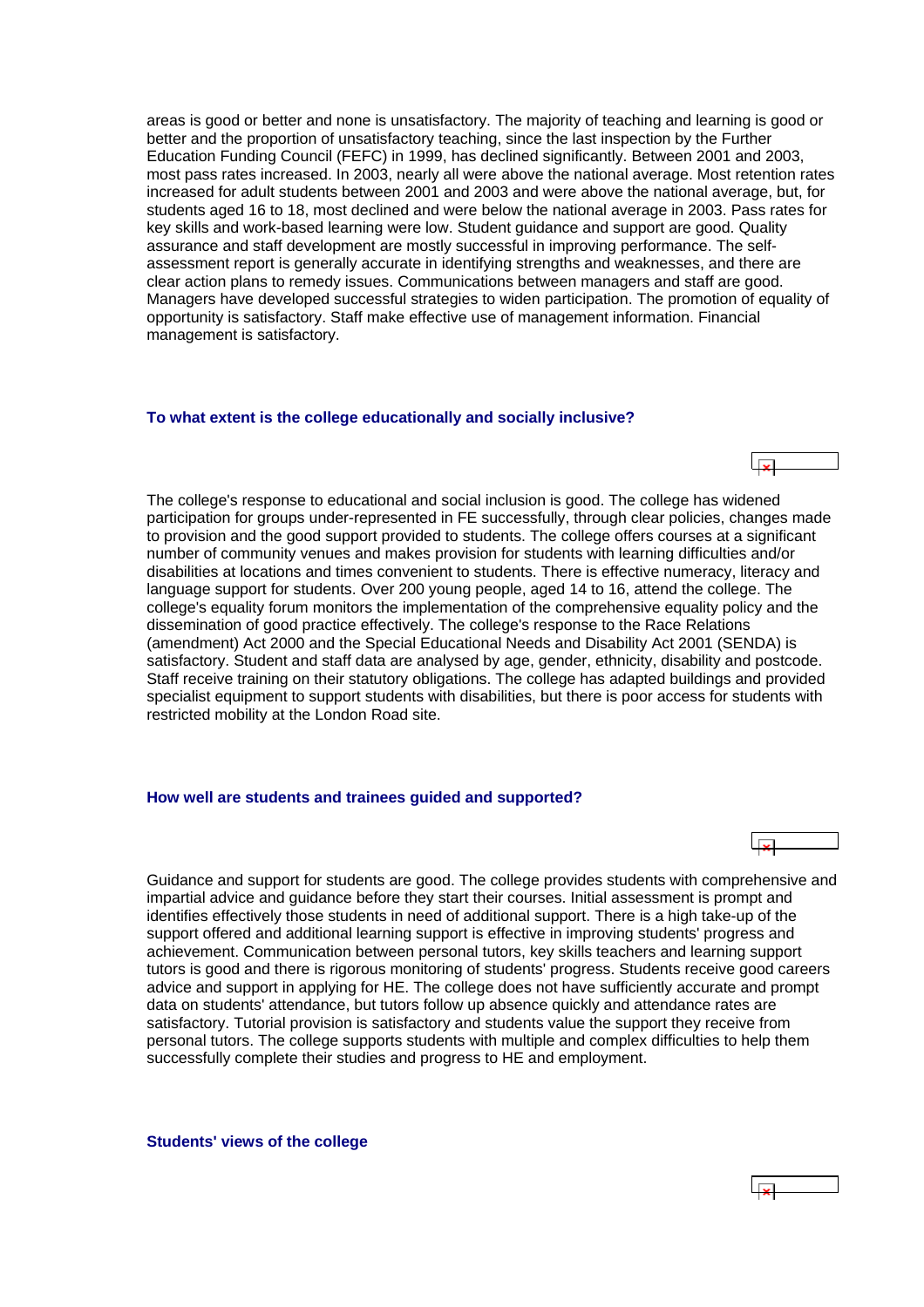areas is good or better and none is unsatisfactory. The majority of teaching and learning is good or better and the proportion of unsatisfactory teaching, since the last inspection by the Further Education Funding Council (FEFC) in 1999, has declined significantly. Between 2001 and 2003, most pass rates increased. In 2003, nearly all were above the national average. Most retention rates increased for adult students between 2001 and 2003 and were above the national average, but, for students aged 16 to 18, most declined and were below the national average in 2003. Pass rates for key skills and work-based learning were low. Student guidance and support are good. Quality assurance and staff development are mostly successful in improving performance. The self-assessment report is generally accurate in identifying strengths and weaknesses, and there are clear action plans to remedy issues. Communications between managers and staff are good. Managers have developed successful strategies to widen participation. The promotion of equality of opportunity is satisfactory. Staff make effective use of management information. Financial management is satisfactory.

### To what extent is the college educationally and socially inclusive?

The college's response to educational and social inclusion is good. The college has widened participation for groups under-represented in FE successfully, through clear policies, changes made to provision and the good support provided to students. The college offers courses at a significant number of community venues and makes provision for students with learning difficulties and/or disabilities at locations and times convenient to students. There is effective numeracy, literacy and language support for students. Over 200 young people, aged 14 to 16, attend the college. The college's equality forum monitors the implementation of the comprehensive equality policy and the dissemination of good practice effectively. The college's response to the Race Relations (amendment) Act 2000 and the Special Educational Needs and Disability Act 2001 (SENDA) is satisfactory. Student and staff data are analysed by age, gender, ethnicity, disability and postcode. Staff receive training on their statutory obligations. The college has adapted buildings and provided specialist equipment to support students with disabilities, but there is poor access for students with restricted mobility at the London Road site.

### How well are students and trainees guided and supported?

Guidance and support for students are good. The college provides students with comprehensive and impartial advice and guidance before they start their courses. Initial assessment is prompt and identifies effectively those students in need of additional support. There is a high take-up of the support offered and additional learning support is effective in improving students' progress and achievement. Communication between personal tutors, key skills teachers and learning support tutors is good and there is rigorous monitoring of students' progress. Students receive good careers advice and support in applying for HE. The college does not have sufficiently accurate and prompt data on students' attendance, but tutors follow up absence quickly and attendance rates are satisfactory. Tutorial provision is satisfactory and students value the support they receive from personal tutors. The college supports students with multiple and complex difficulties to help them successfully complete their studies and progress to HE and employment.

### Students' views of the college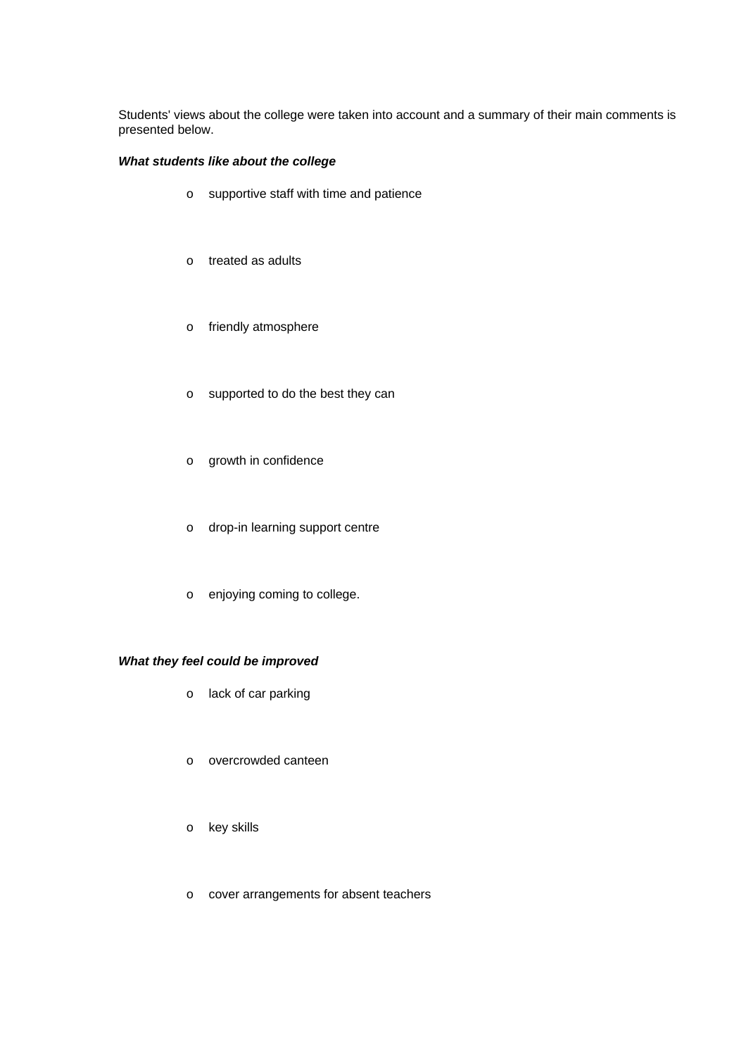Students' views about the college were taken into account and a summary of their main comments is presented below.

***What students like about the college***

- supportive staff with time and patience
- treated as adults
- friendly atmosphere
- supported to do the best they can
- growth in confidence
- drop-in learning support centre
- enjoying coming to college.

***What they feel could be improved***

- lack of car parking
- overcrowded canteen
- key skills
- cover arrangements for absent teachers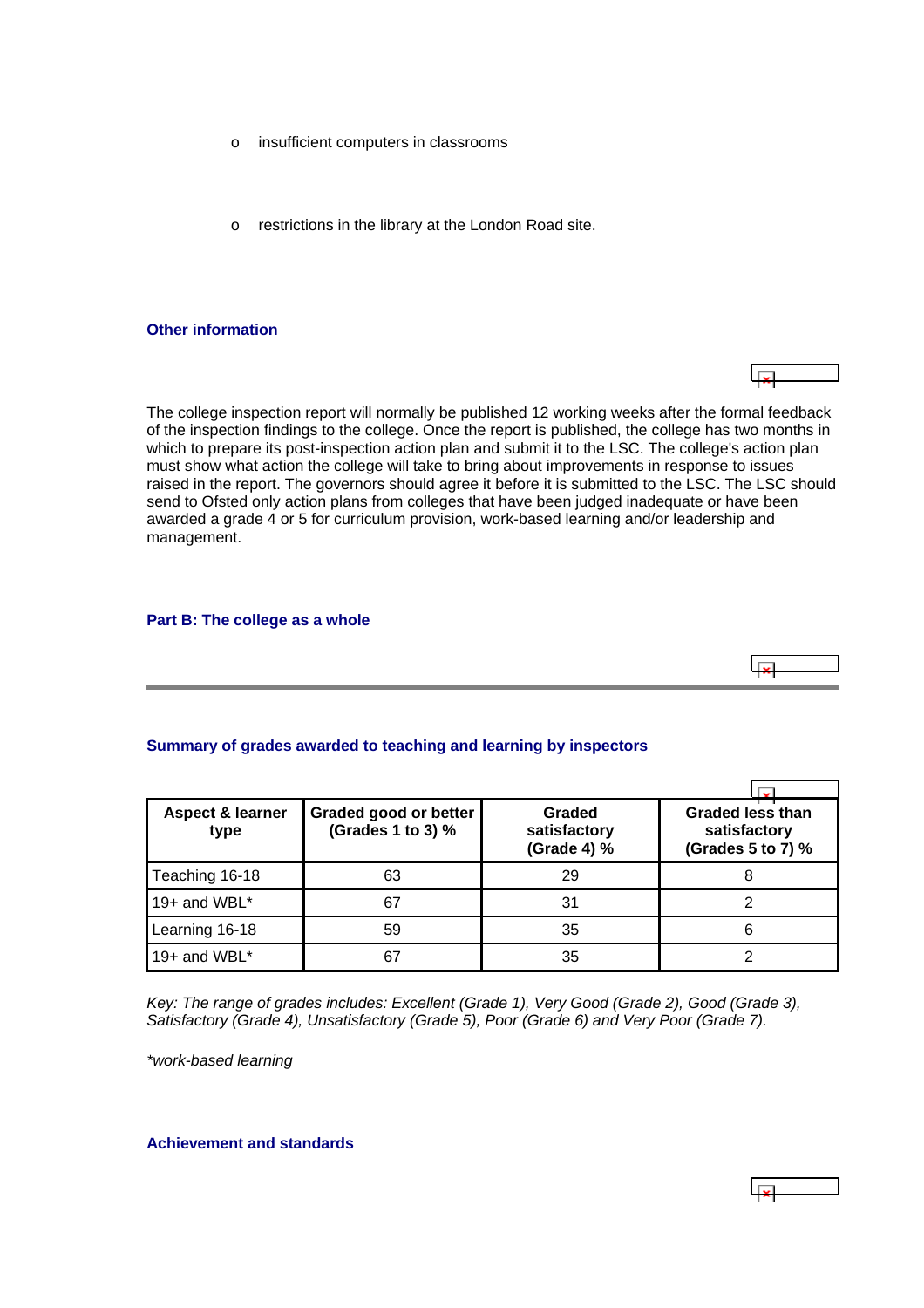- insufficient computers in classrooms
- restrictions in the library at the London Road site.

### Other information

The college inspection report will normally be published 12 working weeks after the formal feedback of the inspection findings to the college. Once the report is published, the college has two months in which to prepare its post-inspection action plan and submit it to the LSC. The college's action plan must show what action the college will take to bring about improvements in response to issues raised in the report. The governors should agree it before it is submitted to the LSC. The LSC should send to Ofsted only action plans from colleges that have been judged inadequate or have been awarded a grade 4 or 5 for curriculum provision, work-based learning and/or leadership and management.

## Part B: The college as a whole

### Summary of grades awarded to teaching and learning by inspectors

| Aspect & learner type | Graded good or better (Grades 1 to 3) % | Graded satisfactory (Grade 4) % | Graded less than satisfactory (Grades 5 to 7) % |
|---|---|---|---|
| Teaching 16-18 | 63 | 29 | 8 |
| 19+ and WBL* | 67 | 31 | 2 |
| Learning 16-18 | 59 | 35 | 6 |
| 19+ and WBL* | 67 | 35 | 2 |

*Key: The range of grades includes: Excellent (Grade 1), Very Good (Grade 2), Good (Grade 3), Satisfactory (Grade 4), Unsatisfactory (Grade 5), Poor (Grade 6) and Very Poor (Grade 7).*

*\*work-based learning*

### Achievement and standards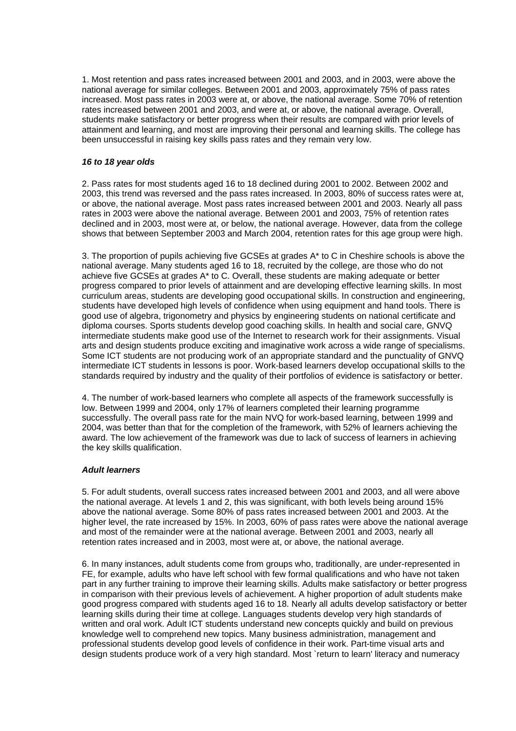1. Most retention and pass rates increased between 2001 and 2003, and in 2003, were above the national average for similar colleges. Between 2001 and 2003, approximately 75% of pass rates increased. Most pass rates in 2003 were at, or above, the national average. Some 70% of retention rates increased between 2001 and 2003, and were at, or above, the national average. Overall, students make satisfactory or better progress when their results are compared with prior levels of attainment and learning, and most are improving their personal and learning skills. The college has been unsuccessful in raising key skills pass rates and they remain very low.

***16 to 18 year olds***

2. Pass rates for most students aged 16 to 18 declined during 2001 to 2002. Between 2002 and 2003, this trend was reversed and the pass rates increased. In 2003, 80% of success rates were at, or above, the national average. Most pass rates increased between 2001 and 2003. Nearly all pass rates in 2003 were above the national average. Between 2001 and 2003, 75% of retention rates declined and in 2003, most were at, or below, the national average. However, data from the college shows that between September 2003 and March 2004, retention rates for this age group were high.

3. The proportion of pupils achieving five GCSEs at grades A* to C in Cheshire schools is above the national average. Many students aged 16 to 18, recruited by the college, are those who do not achieve five GCSEs at grades A* to C. Overall, these students are making adequate or better progress compared to prior levels of attainment and are developing effective learning skills. In most curriculum areas, students are developing good occupational skills. In construction and engineering, students have developed high levels of confidence when using equipment and hand tools. There is good use of algebra, trigonometry and physics by engineering students on national certificate and diploma courses. Sports students develop good coaching skills. In health and social care, GNVQ intermediate students make good use of the Internet to research work for their assignments. Visual arts and design students produce exciting and imaginative work across a wide range of specialisms. Some ICT students are not producing work of an appropriate standard and the punctuality of GNVQ intermediate ICT students in lessons is poor. Work-based learners develop occupational skills to the standards required by industry and the quality of their portfolios of evidence is satisfactory or better.

4. The number of work-based learners who complete all aspects of the framework successfully is low. Between 1999 and 2004, only 17% of learners completed their learning programme successfully. The overall pass rate for the main NVQ for work-based learning, between 1999 and 2004, was better than that for the completion of the framework, with 52% of learners achieving the award. The low achievement of the framework was due to lack of success of learners in achieving the key skills qualification.

***Adult learners***

5. For adult students, overall success rates increased between 2001 and 2003, and all were above the national average. At levels 1 and 2, this was significant, with both levels being around 15% above the national average. Some 80% of pass rates increased between 2001 and 2003. At the higher level, the rate increased by 15%. In 2003, 60% of pass rates were above the national average and most of the remainder were at the national average. Between 2001 and 2003, nearly all retention rates increased and in 2003, most were at, or above, the national average.

6. In many instances, adult students come from groups who, traditionally, are under-represented in FE, for example, adults who have left school with few formal qualifications and who have not taken part in any further training to improve their learning skills. Adults make satisfactory or better progress in comparison with their previous levels of achievement. A higher proportion of adult students make good progress compared with students aged 16 to 18. Nearly all adults develop satisfactory or better learning skills during their time at college. Languages students develop very high standards of written and oral work. Adult ICT students understand new concepts quickly and build on previous knowledge well to comprehend new topics. Many business administration, management and professional students develop good levels of confidence in their work. Part-time visual arts and design students produce work of a very high standard. Most `return to learn' literacy and numeracy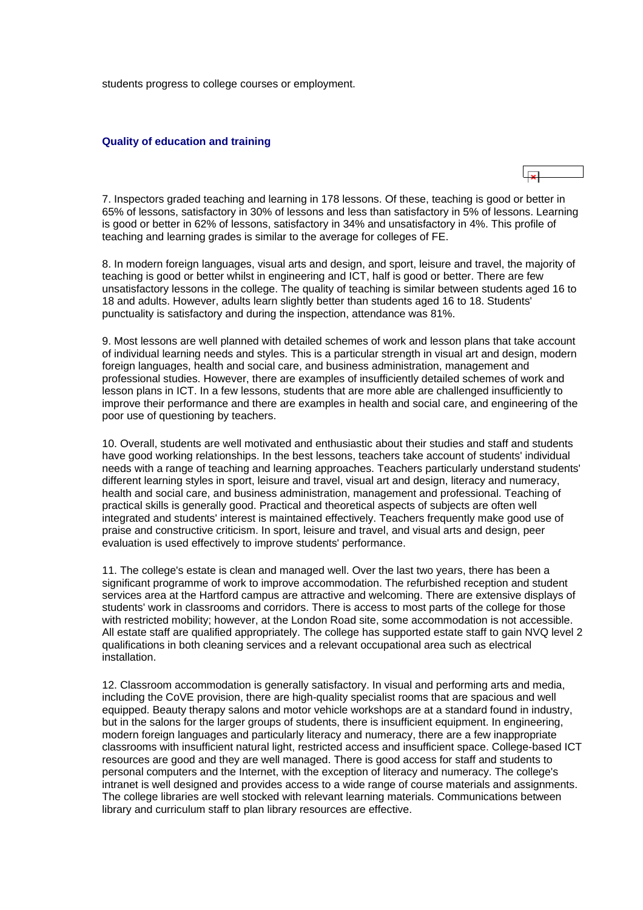students progress to college courses or employment.

### Quality of education and training

7. Inspectors graded teaching and learning in 178 lessons. Of these, teaching is good or better in 65% of lessons, satisfactory in 30% of lessons and less than satisfactory in 5% of lessons. Learning is good or better in 62% of lessons, satisfactory in 34% and unsatisfactory in 4%. This profile of teaching and learning grades is similar to the average for colleges of FE.

8. In modern foreign languages, visual arts and design, and sport, leisure and travel, the majority of teaching is good or better whilst in engineering and ICT, half is good or better. There are few unsatisfactory lessons in the college. The quality of teaching is similar between students aged 16 to 18 and adults. However, adults learn slightly better than students aged 16 to 18. Students' punctuality is satisfactory and during the inspection, attendance was 81%.

9. Most lessons are well planned with detailed schemes of work and lesson plans that take account of individual learning needs and styles. This is a particular strength in visual art and design, modern foreign languages, health and social care, and business administration, management and professional studies. However, there are examples of insufficiently detailed schemes of work and lesson plans in ICT. In a few lessons, students that are more able are challenged insufficiently to improve their performance and there are examples in health and social care, and engineering of the poor use of questioning by teachers.

10. Overall, students are well motivated and enthusiastic about their studies and staff and students have good working relationships. In the best lessons, teachers take account of students' individual needs with a range of teaching and learning approaches. Teachers particularly understand students' different learning styles in sport, leisure and travel, visual art and design, literacy and numeracy, health and social care, and business administration, management and professional. Teaching of practical skills is generally good. Practical and theoretical aspects of subjects are often well integrated and students' interest is maintained effectively. Teachers frequently make good use of praise and constructive criticism. In sport, leisure and travel, and visual arts and design, peer evaluation is used effectively to improve students' performance.

11. The college's estate is clean and managed well. Over the last two years, there has been a significant programme of work to improve accommodation. The refurbished reception and student services area at the Hartford campus are attractive and welcoming. There are extensive displays of students' work in classrooms and corridors. There is access to most parts of the college for those with restricted mobility; however, at the London Road site, some accommodation is not accessible. All estate staff are qualified appropriately. The college has supported estate staff to gain NVQ level 2 qualifications in both cleaning services and a relevant occupational area such as electrical installation.

12. Classroom accommodation is generally satisfactory. In visual and performing arts and media, including the CoVE provision, there are high-quality specialist rooms that are spacious and well equipped. Beauty therapy salons and motor vehicle workshops are at a standard found in industry, but in the salons for the larger groups of students, there is insufficient equipment. In engineering, modern foreign languages and particularly literacy and numeracy, there are a few inappropriate classrooms with insufficient natural light, restricted access and insufficient space. College-based ICT resources are good and they are well managed. There is good access for staff and students to personal computers and the Internet, with the exception of literacy and numeracy. The college's intranet is well designed and provides access to a wide range of course materials and assignments. The college libraries are well stocked with relevant learning materials. Communications between library and curriculum staff to plan library resources are effective.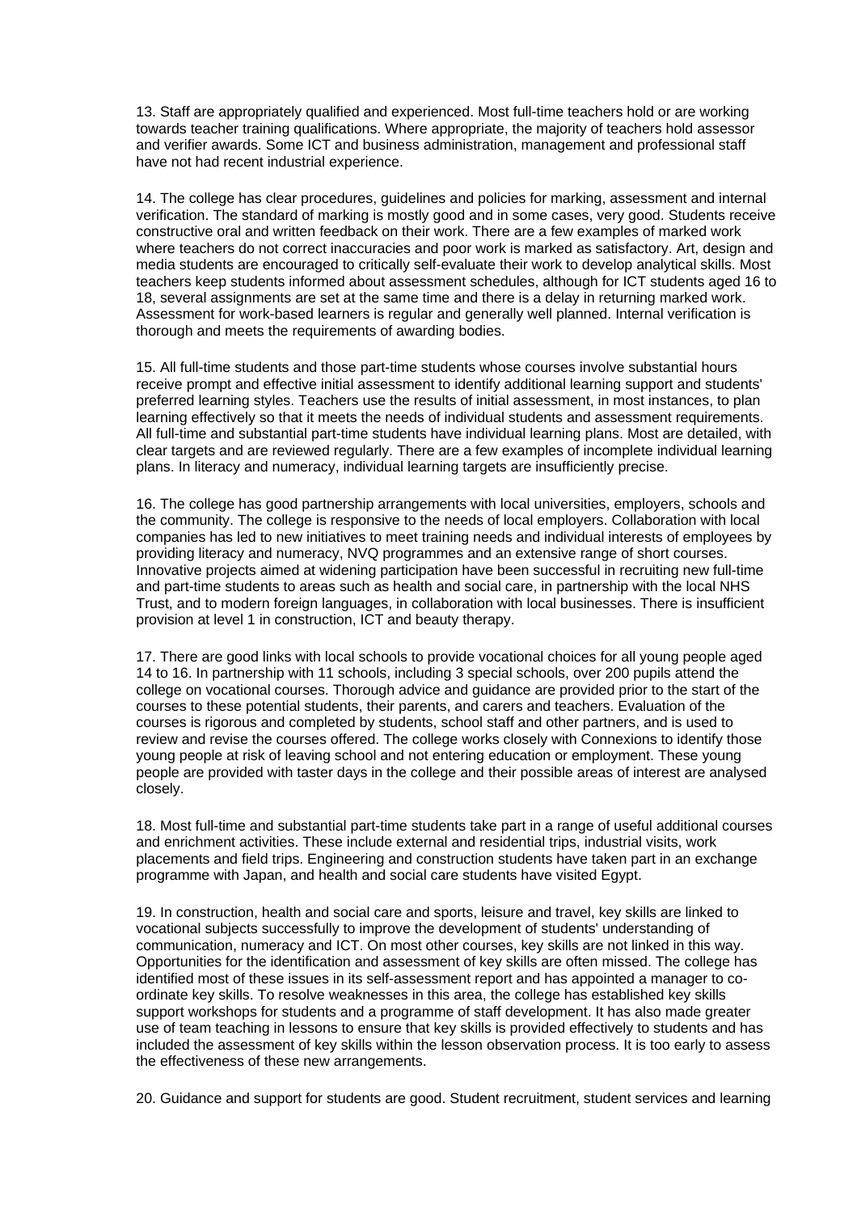13. Staff are appropriately qualified and experienced. Most full-time teachers hold or are working towards teacher training qualifications. Where appropriate, the majority of teachers hold assessor and verifier awards. Some ICT and business administration, management and professional staff have not had recent industrial experience.

14. The college has clear procedures, guidelines and policies for marking, assessment and internal verification. The standard of marking is mostly good and in some cases, very good. Students receive constructive oral and written feedback on their work. There are a few examples of marked work where teachers do not correct inaccuracies and poor work is marked as satisfactory. Art, design and media students are encouraged to critically self-evaluate their work to develop analytical skills. Most teachers keep students informed about assessment schedules, although for ICT students aged 16 to 18, several assignments are set at the same time and there is a delay in returning marked work. Assessment for work-based learners is regular and generally well planned. Internal verification is thorough and meets the requirements of awarding bodies.

15. All full-time students and those part-time students whose courses involve substantial hours receive prompt and effective initial assessment to identify additional learning support and students' preferred learning styles. Teachers use the results of initial assessment, in most instances, to plan learning effectively so that it meets the needs of individual students and assessment requirements. All full-time and substantial part-time students have individual learning plans. Most are detailed, with clear targets and are reviewed regularly. There are a few examples of incomplete individual learning plans. In literacy and numeracy, individual learning targets are insufficiently precise.

16. The college has good partnership arrangements with local universities, employers, schools and the community. The college is responsive to the needs of local employers. Collaboration with local companies has led to new initiatives to meet training needs and individual interests of employees by providing literacy and numeracy, NVQ programmes and an extensive range of short courses. Innovative projects aimed at widening participation have been successful in recruiting new full-time and part-time students to areas such as health and social care, in partnership with the local NHS Trust, and to modern foreign languages, in collaboration with local businesses. There is insufficient provision at level 1 in construction, ICT and beauty therapy.

17. There are good links with local schools to provide vocational choices for all young people aged 14 to 16. In partnership with 11 schools, including 3 special schools, over 200 pupils attend the college on vocational courses. Thorough advice and guidance are provided prior to the start of the courses to these potential students, their parents, and carers and teachers. Evaluation of the courses is rigorous and completed by students, school staff and other partners, and is used to review and revise the courses offered. The college works closely with Connexions to identify those young people at risk of leaving school and not entering education or employment. These young people are provided with taster days in the college and their possible areas of interest are analysed closely.

18. Most full-time and substantial part-time students take part in a range of useful additional courses and enrichment activities. These include external and residential trips, industrial visits, work placements and field trips. Engineering and construction students have taken part in an exchange programme with Japan, and health and social care students have visited Egypt.

19. In construction, health and social care and sports, leisure and travel, key skills are linked to vocational subjects successfully to improve the development of students' understanding of communication, numeracy and ICT. On most other courses, key skills are not linked in this way. Opportunities for the identification and assessment of key skills are often missed. The college has identified most of these issues in its self-assessment report and has appointed a manager to co-ordinate key skills. To resolve weaknesses in this area, the college has established key skills support workshops for students and a programme of staff development. It has also made greater use of team teaching in lessons to ensure that key skills is provided effectively to students and has included the assessment of key skills within the lesson observation process. It is too early to assess the effectiveness of these new arrangements.

20. Guidance and support for students are good. Student recruitment, student services and learning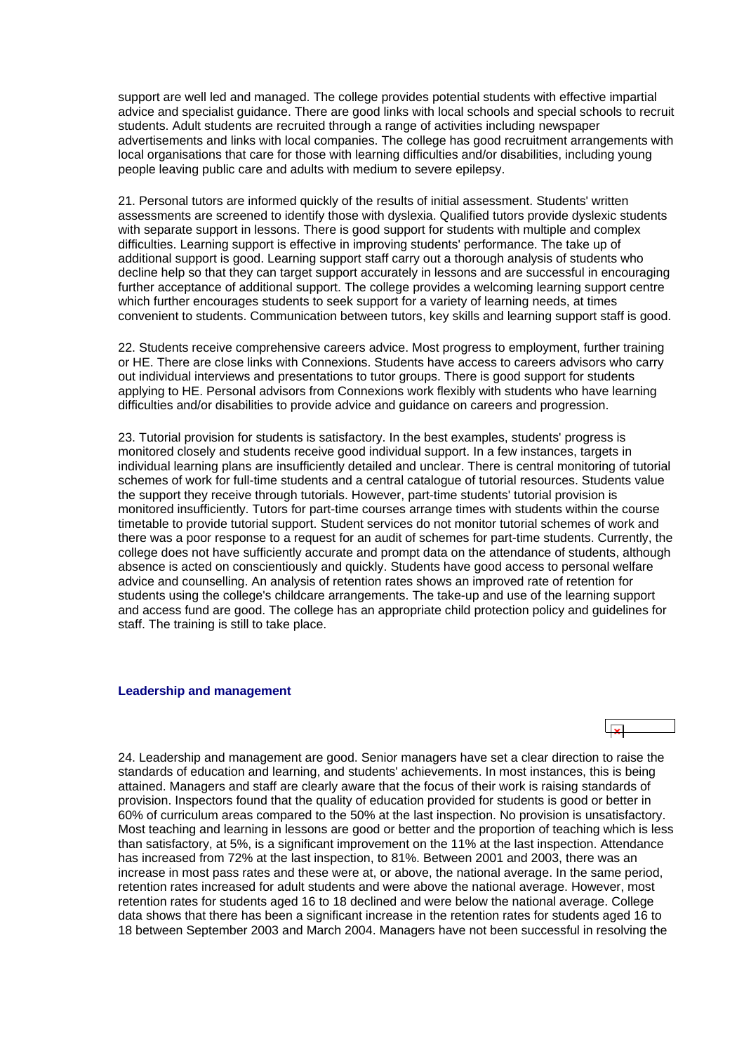support are well led and managed. The college provides potential students with effective impartial advice and specialist guidance. There are good links with local schools and special schools to recruit students. Adult students are recruited through a range of activities including newspaper advertisements and links with local companies. The college has good recruitment arrangements with local organisations that care for those with learning difficulties and/or disabilities, including young people leaving public care and adults with medium to severe epilepsy.

21. Personal tutors are informed quickly of the results of initial assessment. Students' written assessments are screened to identify those with dyslexia. Qualified tutors provide dyslexic students with separate support in lessons. There is good support for students with multiple and complex difficulties. Learning support is effective in improving students' performance. The take up of additional support is good. Learning support staff carry out a thorough analysis of students who decline help so that they can target support accurately in lessons and are successful in encouraging further acceptance of additional support. The college provides a welcoming learning support centre which further encourages students to seek support for a variety of learning needs, at times convenient to students. Communication between tutors, key skills and learning support staff is good.

22. Students receive comprehensive careers advice. Most progress to employment, further training or HE. There are close links with Connexions. Students have access to careers advisors who carry out individual interviews and presentations to tutor groups. There is good support for students applying to HE. Personal advisors from Connexions work flexibly with students who have learning difficulties and/or disabilities to provide advice and guidance on careers and progression.

23. Tutorial provision for students is satisfactory. In the best examples, students' progress is monitored closely and students receive good individual support. In a few instances, targets in individual learning plans are insufficiently detailed and unclear. There is central monitoring of tutorial schemes of work for full-time students and a central catalogue of tutorial resources. Students value the support they receive through tutorials. However, part-time students' tutorial provision is monitored insufficiently. Tutors for part-time courses arrange times with students within the course timetable to provide tutorial support. Student services do not monitor tutorial schemes of work and there was a poor response to a request for an audit of schemes for part-time students. Currently, the college does not have sufficiently accurate and prompt data on the attendance of students, although absence is acted on conscientiously and quickly. Students have good access to personal welfare advice and counselling. An analysis of retention rates shows an improved rate of retention for students using the college's childcare arrangements. The take-up and use of the learning support and access fund are good. The college has an appropriate child protection policy and guidelines for staff. The training is still to take place.

### Leadership and management

24. Leadership and management are good. Senior managers have set a clear direction to raise the standards of education and learning, and students' achievements. In most instances, this is being attained. Managers and staff are clearly aware that the focus of their work is raising standards of provision. Inspectors found that the quality of education provided for students is good or better in 60% of curriculum areas compared to the 50% at the last inspection. No provision is unsatisfactory. Most teaching and learning in lessons are good or better and the proportion of teaching which is less than satisfactory, at 5%, is a significant improvement on the 11% at the last inspection. Attendance has increased from 72% at the last inspection, to 81%. Between 2001 and 2003, there was an increase in most pass rates and these were at, or above, the national average. In the same period, retention rates increased for adult students and were above the national average. However, most retention rates for students aged 16 to 18 declined and were below the national average. College data shows that there has been a significant increase in the retention rates for students aged 16 to 18 between September 2003 and March 2004. Managers have not been successful in resolving the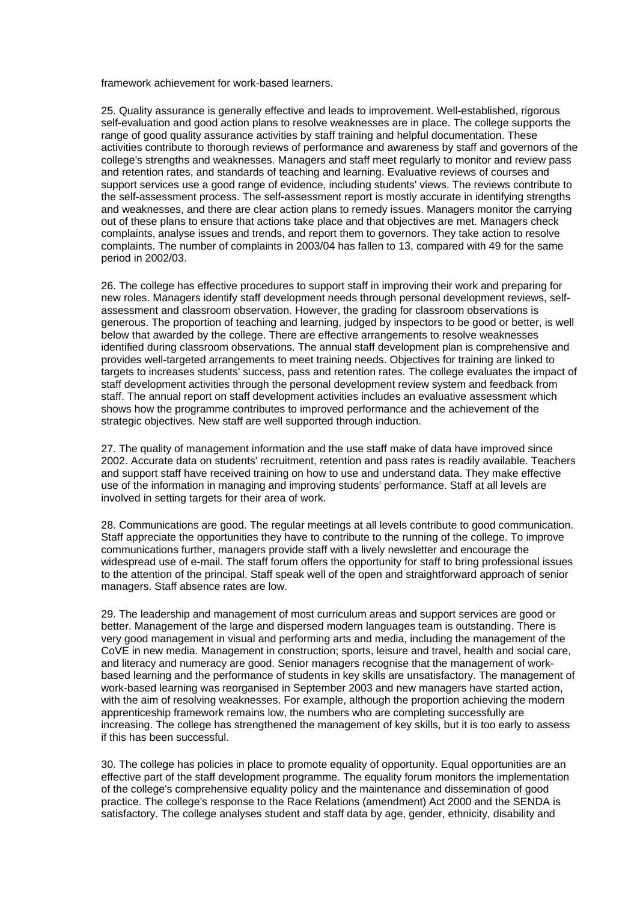framework achievement for work-based learners.

25. Quality assurance is generally effective and leads to improvement. Well-established, rigorous self-evaluation and good action plans to resolve weaknesses are in place. The college supports the range of good quality assurance activities by staff training and helpful documentation. These activities contribute to thorough reviews of performance and awareness by staff and governors of the college's strengths and weaknesses. Managers and staff meet regularly to monitor and review pass and retention rates, and standards of teaching and learning. Evaluative reviews of courses and support services use a good range of evidence, including students' views. The reviews contribute to the self-assessment process. The self-assessment report is mostly accurate in identifying strengths and weaknesses, and there are clear action plans to remedy issues. Managers monitor the carrying out of these plans to ensure that actions take place and that objectives are met. Managers check complaints, analyse issues and trends, and report them to governors. They take action to resolve complaints. The number of complaints in 2003/04 has fallen to 13, compared with 49 for the same period in 2002/03.

26. The college has effective procedures to support staff in improving their work and preparing for new roles. Managers identify staff development needs through personal development reviews, self-assessment and classroom observation. However, the grading for classroom observations is generous. The proportion of teaching and learning, judged by inspectors to be good or better, is well below that awarded by the college. There are effective arrangements to resolve weaknesses identified during classroom observations. The annual staff development plan is comprehensive and provides well-targeted arrangements to meet training needs. Objectives for training are linked to targets to increases students' success, pass and retention rates. The college evaluates the impact of staff development activities through the personal development review system and feedback from staff. The annual report on staff development activities includes an evaluative assessment which shows how the programme contributes to improved performance and the achievement of the strategic objectives. New staff are well supported through induction.

27. The quality of management information and the use staff make of data have improved since 2002. Accurate data on students' recruitment, retention and pass rates is readily available. Teachers and support staff have received training on how to use and understand data. They make effective use of the information in managing and improving students' performance. Staff at all levels are involved in setting targets for their area of work.

28. Communications are good. The regular meetings at all levels contribute to good communication. Staff appreciate the opportunities they have to contribute to the running of the college. To improve communications further, managers provide staff with a lively newsletter and encourage the widespread use of e-mail. The staff forum offers the opportunity for staff to bring professional issues to the attention of the principal. Staff speak well of the open and straightforward approach of senior managers. Staff absence rates are low.

29. The leadership and management of most curriculum areas and support services are good or better. Management of the large and dispersed modern languages team is outstanding. There is very good management in visual and performing arts and media, including the management of the CoVE in new media. Management in construction; sports, leisure and travel, health and social care, and literacy and numeracy are good. Senior managers recognise that the management of work-based learning and the performance of students in key skills are unsatisfactory. The management of work-based learning was reorganised in September 2003 and new managers have started action, with the aim of resolving weaknesses. For example, although the proportion achieving the modern apprenticeship framework remains low, the numbers who are completing successfully are increasing. The college has strengthened the management of key skills, but it is too early to assess if this has been successful.

30. The college has policies in place to promote equality of opportunity. Equal opportunities are an effective part of the staff development programme. The equality forum monitors the implementation of the college's comprehensive equality policy and the maintenance and dissemination of good practice. The college's response to the Race Relations (amendment) Act 2000 and the SENDA is satisfactory. The college analyses student and staff data by age, gender, ethnicity, disability and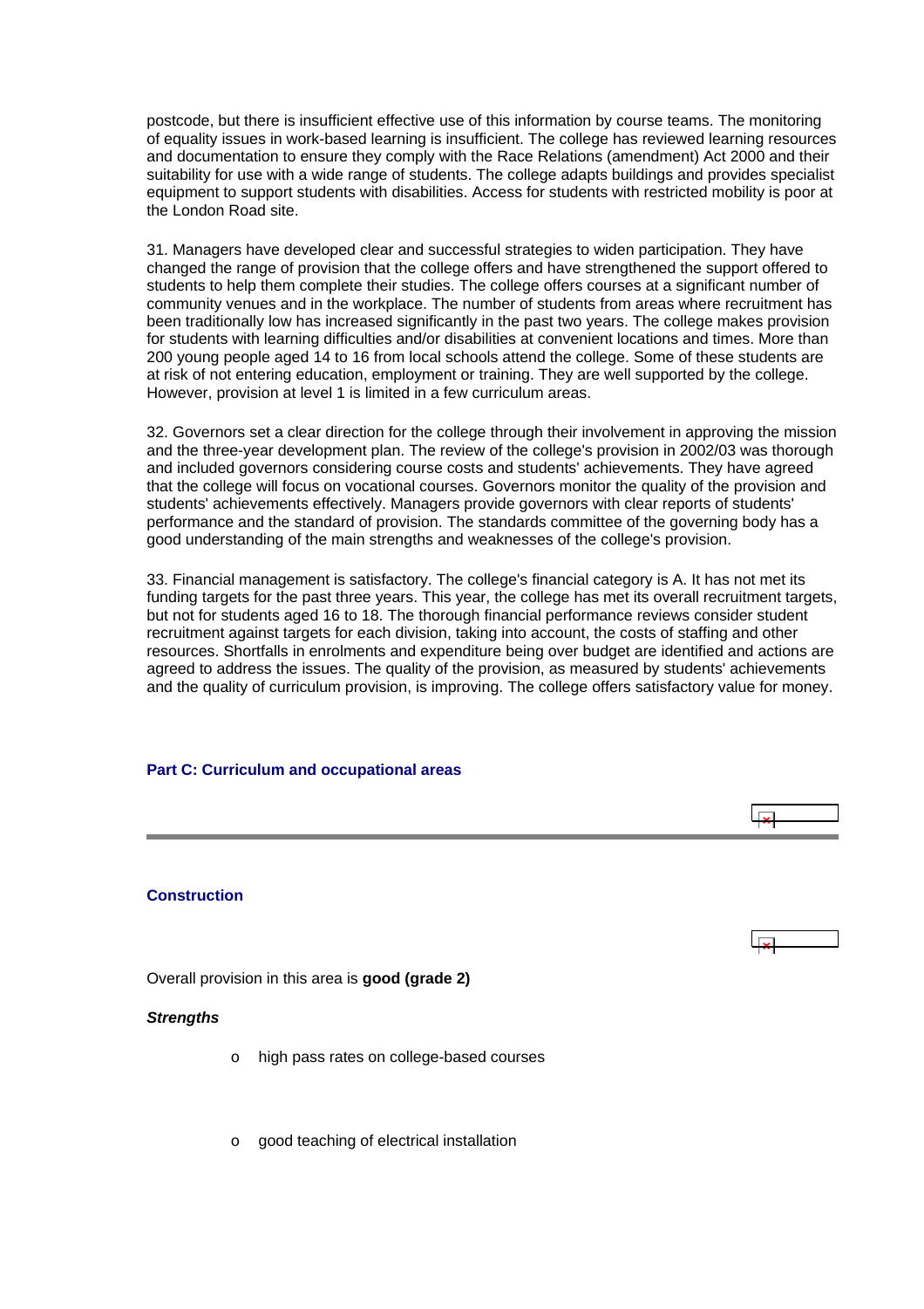postcode, but there is insufficient effective use of this information by course teams. The monitoring of equality issues in work-based learning is insufficient. The college has reviewed learning resources and documentation to ensure they comply with the Race Relations (amendment) Act 2000 and their suitability for use with a wide range of students. The college adapts buildings and provides specialist equipment to support students with disabilities. Access for students with restricted mobility is poor at the London Road site.

31. Managers have developed clear and successful strategies to widen participation. They have changed the range of provision that the college offers and have strengthened the support offered to students to help them complete their studies. The college offers courses at a significant number of community venues and in the workplace. The number of students from areas where recruitment has been traditionally low has increased significantly in the past two years. The college makes provision for students with learning difficulties and/or disabilities at convenient locations and times. More than 200 young people aged 14 to 16 from local schools attend the college. Some of these students are at risk of not entering education, employment or training. They are well supported by the college. However, provision at level 1 is limited in a few curriculum areas.

32. Governors set a clear direction for the college through their involvement in approving the mission and the three-year development plan. The review of the college's provision in 2002/03 was thorough and included governors considering course costs and students' achievements. They have agreed that the college will focus on vocational courses. Governors monitor the quality of the provision and students' achievements effectively. Managers provide governors with clear reports of students' performance and the standard of provision. The standards committee of the governing body has a good understanding of the main strengths and weaknesses of the college's provision.

33. Financial management is satisfactory. The college's financial category is A. It has not met its funding targets for the past three years. This year, the college has met its overall recruitment targets, but not for students aged 16 to 18. The thorough financial performance reviews consider student recruitment against targets for each division, taking into account, the costs of staffing and other resources. Shortfalls in enrolments and expenditure being over budget are identified and actions are agreed to address the issues. The quality of the provision, as measured by students' achievements and the quality of curriculum provision, is improving. The college offers satisfactory value for money.

## Part C: Curriculum and occupational areas

### Construction

Overall provision in this area is **good (grade 2)**

***Strengths***

- high pass rates on college-based courses
- good teaching of electrical installation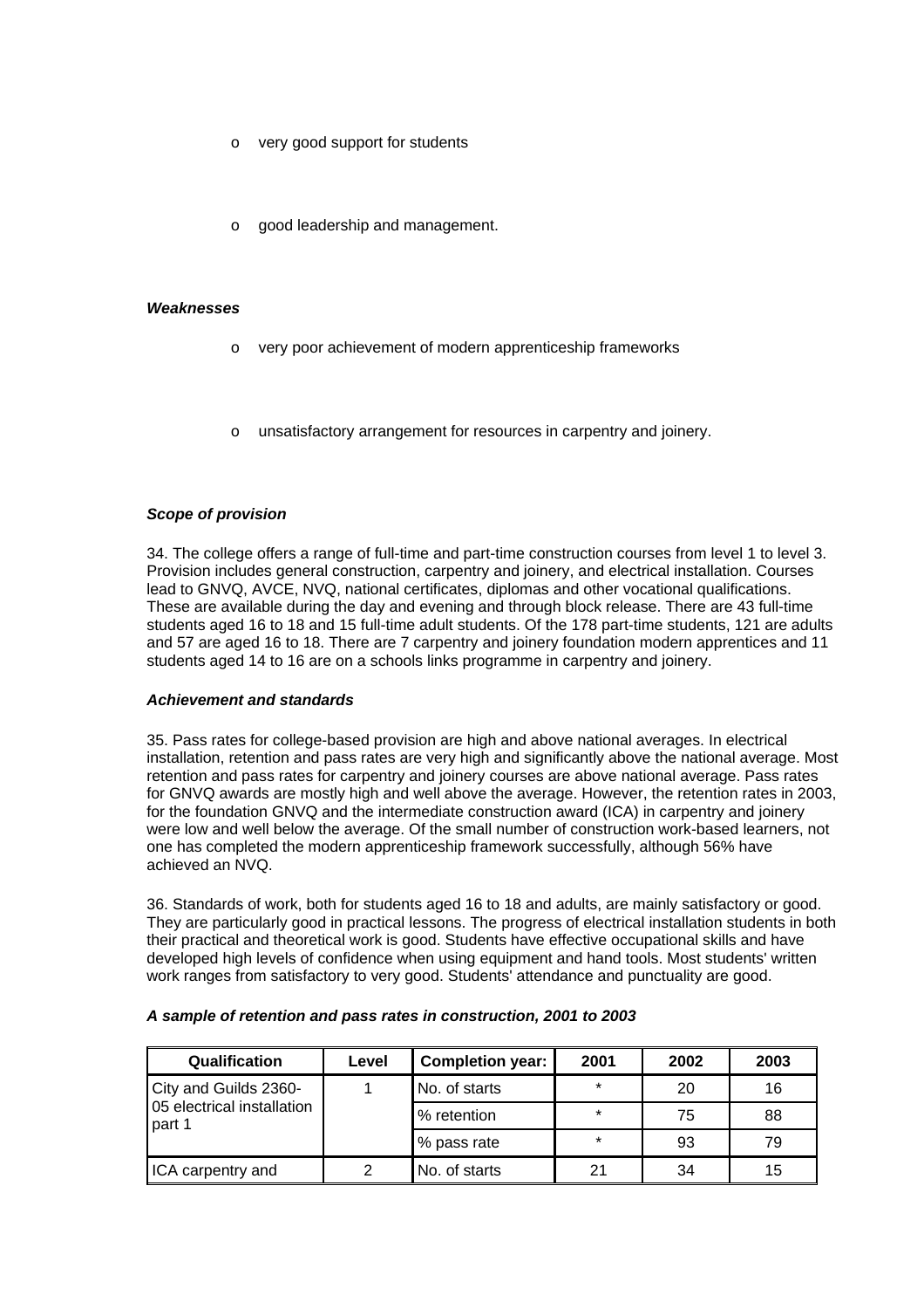- very good support for students
- good leadership and management.

***Weaknesses***

- very poor achievement of modern apprenticeship frameworks
- unsatisfactory arrangement for resources in carpentry and joinery.

***Scope of provision***

34. The college offers a range of full-time and part-time construction courses from level 1 to level 3. Provision includes general construction, carpentry and joinery, and electrical installation. Courses lead to GNVQ, AVCE, NVQ, national certificates, diplomas and other vocational qualifications. These are available during the day and evening and through block release. There are 43 full-time students aged 16 to 18 and 15 full-time adult students. Of the 178 part-time students, 121 are adults and 57 are aged 16 to 18. There are 7 carpentry and joinery foundation modern apprentices and 11 students aged 14 to 16 are on a schools links programme in carpentry and joinery.

***Achievement and standards***

35. Pass rates for college-based provision are high and above national averages. In electrical installation, retention and pass rates are very high and significantly above the national average. Most retention and pass rates for carpentry and joinery courses are above national average. Pass rates for GNVQ awards are mostly high and well above the average. However, the retention rates in 2003, for the foundation GNVQ and the intermediate construction award (ICA) in carpentry and joinery were low and well below the average. Of the small number of construction work-based learners, not one has completed the modern apprenticeship framework successfully, although 56% have achieved an NVQ.

36. Standards of work, both for students aged 16 to 18 and adults, are mainly satisfactory or good. They are particularly good in practical lessons. The progress of electrical installation students in both their practical and theoretical work is good. Students have effective occupational skills and have developed high levels of confidence when using equipment and hand tools. Most students' written work ranges from satisfactory to very good. Students' attendance and punctuality are good.

***A sample of retention and pass rates in construction, 2001 to 2003***

| Qualification | Level | Completion year: | 2001 | 2002 | 2003 |
|---|---|---|---|---|---|
| City and Guilds 2360-05 electrical installation part 1 | 1 | No. of starts | * | 20 | 16 |
| | | % retention | * | 75 | 88 |
| | | % pass rate | * | 93 | 79 |
| ICA carpentry and | 2 | No. of starts | 21 | 34 | 15 |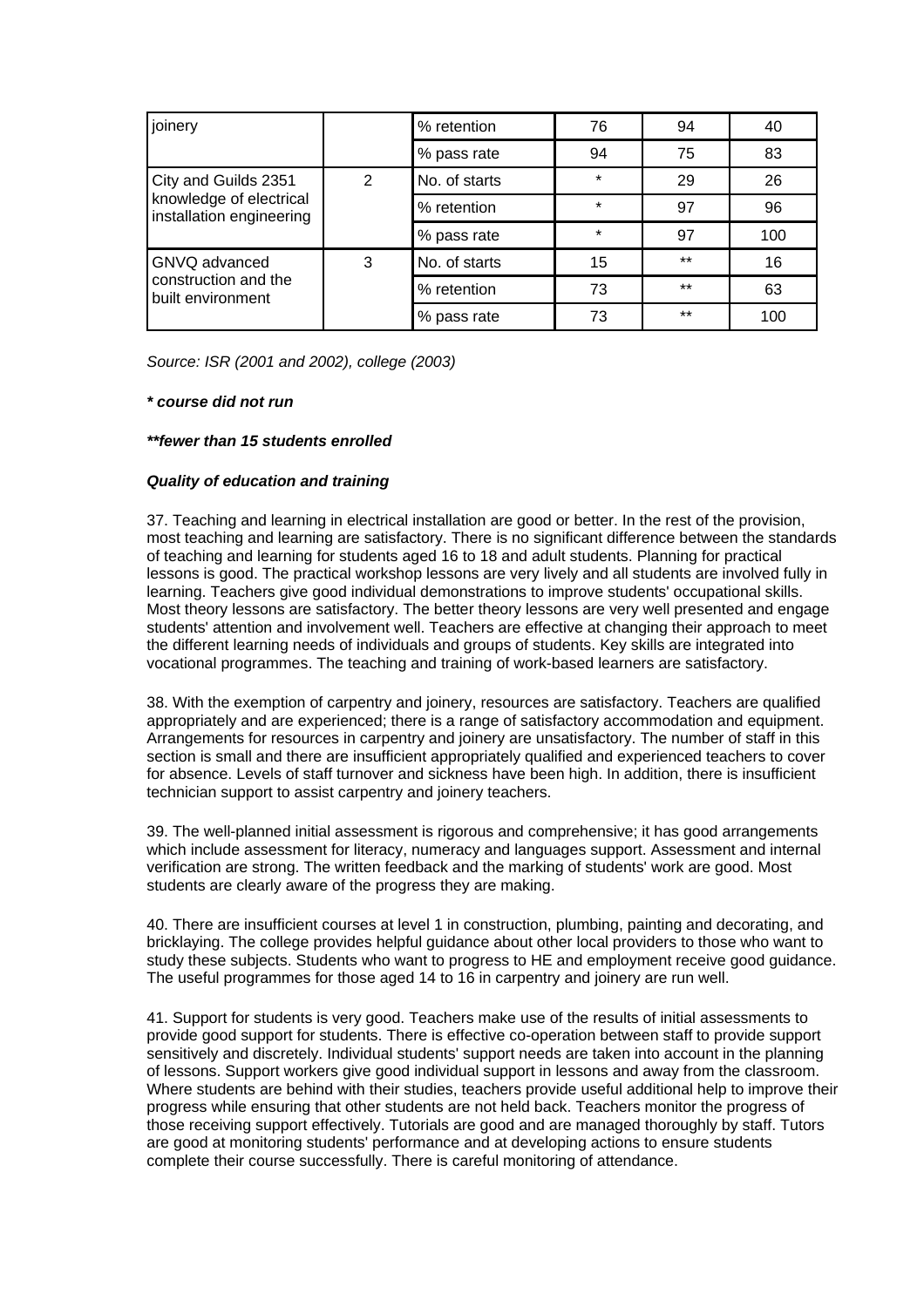| | | | | | |
|---|---|---|---|---|---|
| joinery | | % retention | 76 | 94 | 40 |
| | | % pass rate | 94 | 75 | 83 |
| City and Guilds 2351 knowledge of electrical installation engineering | 2 | No. of starts | * | 29 | 26 |
| | | % retention | * | 97 | 96 |
| | | % pass rate | * | 97 | 100 |
| GNVQ advanced construction and the built environment | 3 | No. of starts | 15 | ** | 16 |
| | | % retention | 73 | ** | 63 |
| | | % pass rate | 73 | ** | 100 |

*Source: ISR (2001 and 2002), college (2003)*

***\* course did not run***

***\*\*fewer than 15 students enrolled***

***Quality of education and training***

37. Teaching and learning in electrical installation are good or better. In the rest of the provision, most teaching and learning are satisfactory. There is no significant difference between the standards of teaching and learning for students aged 16 to 18 and adult students. Planning for practical lessons is good. The practical workshop lessons are very lively and all students are involved fully in learning. Teachers give good individual demonstrations to improve students' occupational skills. Most theory lessons are satisfactory. The better theory lessons are very well presented and engage students' attention and involvement well. Teachers are effective at changing their approach to meet the different learning needs of individuals and groups of students. Key skills are integrated into vocational programmes. The teaching and training of work-based learners are satisfactory.

38. With the exemption of carpentry and joinery, resources are satisfactory. Teachers are qualified appropriately and are experienced; there is a range of satisfactory accommodation and equipment. Arrangements for resources in carpentry and joinery are unsatisfactory. The number of staff in this section is small and there are insufficient appropriately qualified and experienced teachers to cover for absence. Levels of staff turnover and sickness have been high. In addition, there is insufficient technician support to assist carpentry and joinery teachers.

39. The well-planned initial assessment is rigorous and comprehensive; it has good arrangements which include assessment for literacy, numeracy and languages support. Assessment and internal verification are strong. The written feedback and the marking of students' work are good. Most students are clearly aware of the progress they are making.

40. There are insufficient courses at level 1 in construction, plumbing, painting and decorating, and bricklaying. The college provides helpful guidance about other local providers to those who want to study these subjects. Students who want to progress to HE and employment receive good guidance. The useful programmes for those aged 14 to 16 in carpentry and joinery are run well.

41. Support for students is very good. Teachers make use of the results of initial assessments to provide good support for students. There is effective co-operation between staff to provide support sensitively and discretely. Individual students' support needs are taken into account in the planning of lessons. Support workers give good individual support in lessons and away from the classroom. Where students are behind with their studies, teachers provide useful additional help to improve their progress while ensuring that other students are not held back. Teachers monitor the progress of those receiving support effectively. Tutorials are good and are managed thoroughly by staff. Tutors are good at monitoring students' performance and at developing actions to ensure students complete their course successfully. There is careful monitoring of attendance.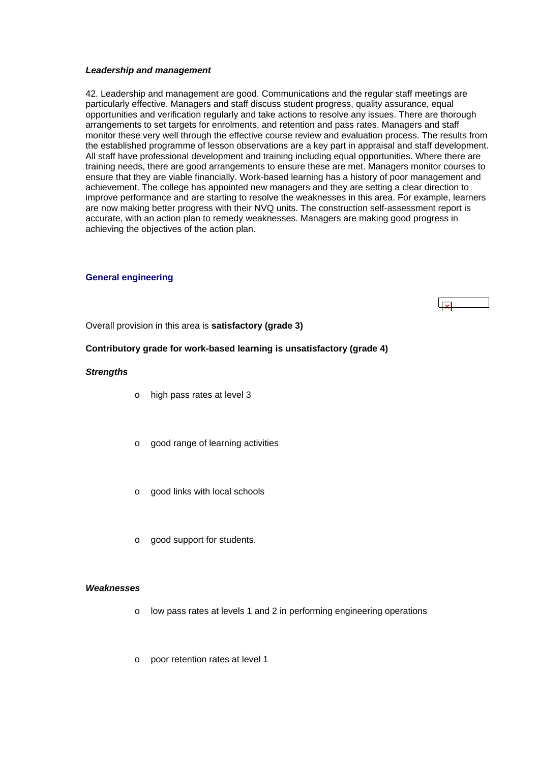***Leadership and management***

42. Leadership and management are good. Communications and the regular staff meetings are particularly effective. Managers and staff discuss student progress, quality assurance, equal opportunities and verification regularly and take actions to resolve any issues. There are thorough arrangements to set targets for enrolments, and retention and pass rates. Managers and staff monitor these very well through the effective course review and evaluation process. The results from the established programme of lesson observations are a key part in appraisal and staff development. All staff have professional development and training including equal opportunities. Where there are training needs, there are good arrangements to ensure these are met. Managers monitor courses to ensure that they are viable financially. Work-based learning has a history of poor management and achievement. The college has appointed new managers and they are setting a clear direction to improve performance and are starting to resolve the weaknesses in this area. For example, learners are now making better progress with their NVQ units. The construction self-assessment report is accurate, with an action plan to remedy weaknesses. Managers are making good progress in achieving the objectives of the action plan.

## General engineering

Overall provision in this area is **satisfactory (grade 3)**

**Contributory grade for work-based learning is unsatisfactory (grade 4)**

***Strengths***

- high pass rates at level 3
- good range of learning activities
- good links with local schools
- good support for students.

***Weaknesses***

- low pass rates at levels 1 and 2 in performing engineering operations
- poor retention rates at level 1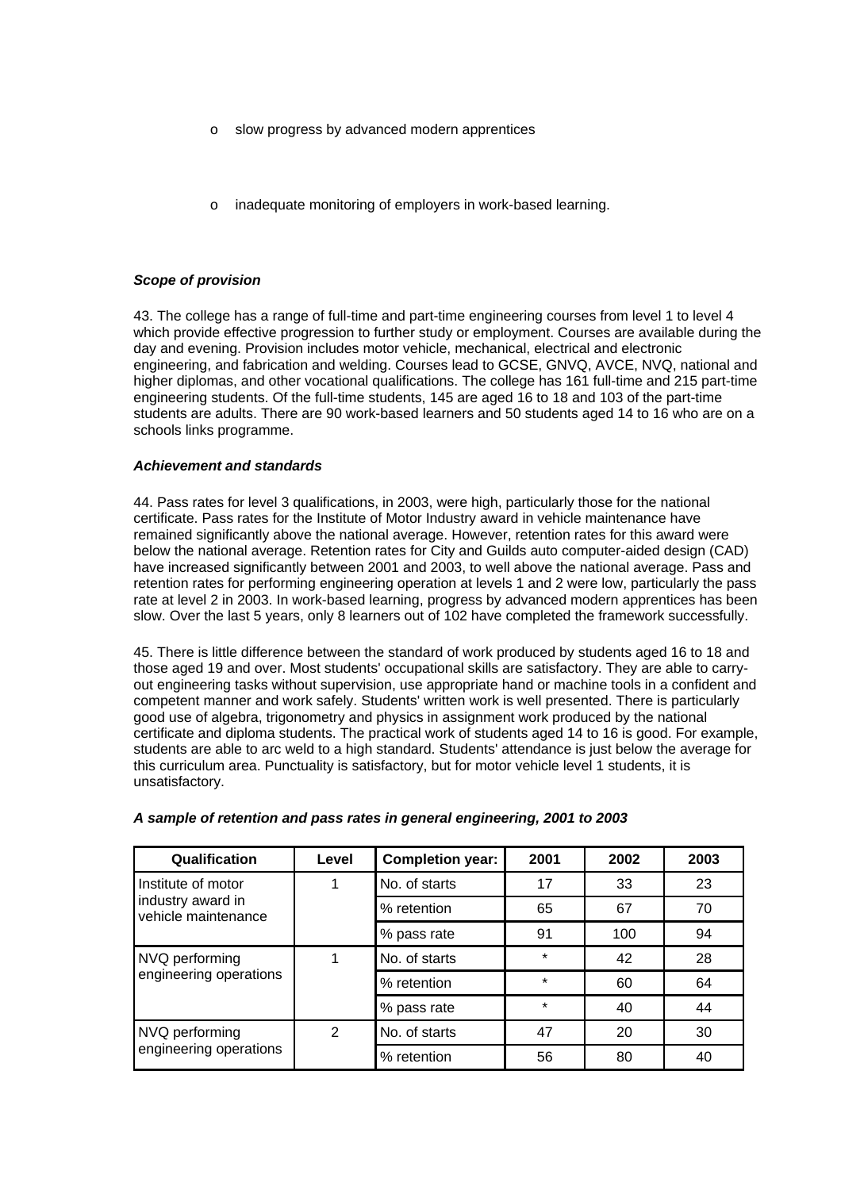- slow progress by advanced modern apprentices

- inadequate monitoring of employers in work-based learning.

***Scope of provision***

43. The college has a range of full-time and part-time engineering courses from level 1 to level 4 which provide effective progression to further study or employment. Courses are available during the day and evening. Provision includes motor vehicle, mechanical, electrical and electronic engineering, and fabrication and welding. Courses lead to GCSE, GNVQ, AVCE, NVQ, national and higher diplomas, and other vocational qualifications. The college has 161 full-time and 215 part-time engineering students. Of the full-time students, 145 are aged 16 to 18 and 103 of the part-time students are adults. There are 90 work-based learners and 50 students aged 14 to 16 who are on a schools links programme.

***Achievement and standards***

44. Pass rates for level 3 qualifications, in 2003, were high, particularly those for the national certificate. Pass rates for the Institute of Motor Industry award in vehicle maintenance have remained significantly above the national average. However, retention rates for this award were below the national average. Retention rates for City and Guilds auto computer-aided design (CAD) have increased significantly between 2001 and 2003, to well above the national average. Pass and retention rates for performing engineering operation at levels 1 and 2 were low, particularly the pass rate at level 2 in 2003. In work-based learning, progress by advanced modern apprentices has been slow. Over the last 5 years, only 8 learners out of 102 have completed the framework successfully.

45. There is little difference between the standard of work produced by students aged 16 to 18 and those aged 19 and over. Most students' occupational skills are satisfactory. They are able to carry-out engineering tasks without supervision, use appropriate hand or machine tools in a confident and competent manner and work safely. Students' written work is well presented. There is particularly good use of algebra, trigonometry and physics in assignment work produced by the national certificate and diploma students. The practical work of students aged 14 to 16 is good. For example, students are able to arc weld to a high standard. Students' attendance is just below the average for this curriculum area. Punctuality is satisfactory, but for motor vehicle level 1 students, it is unsatisfactory.

***A sample of retention and pass rates in general engineering, 2001 to 2003***

| Qualification | Level | Completion year: | 2001 | 2002 | 2003 |
|---|---|---|---|---|---|
| Institute of motor industry award in vehicle maintenance | 1 | No. of starts | 17 | 33 | 23 |
| | | % retention | 65 | 67 | 70 |
| | | % pass rate | 91 | 100 | 94 |
| NVQ performing engineering operations | 1 | No. of starts | * | 42 | 28 |
| | | % retention | * | 60 | 64 |
| | | % pass rate | * | 40 | 44 |
| NVQ performing engineering operations | 2 | No. of starts | 47 | 20 | 30 |
| | | % retention | 56 | 80 | 40 |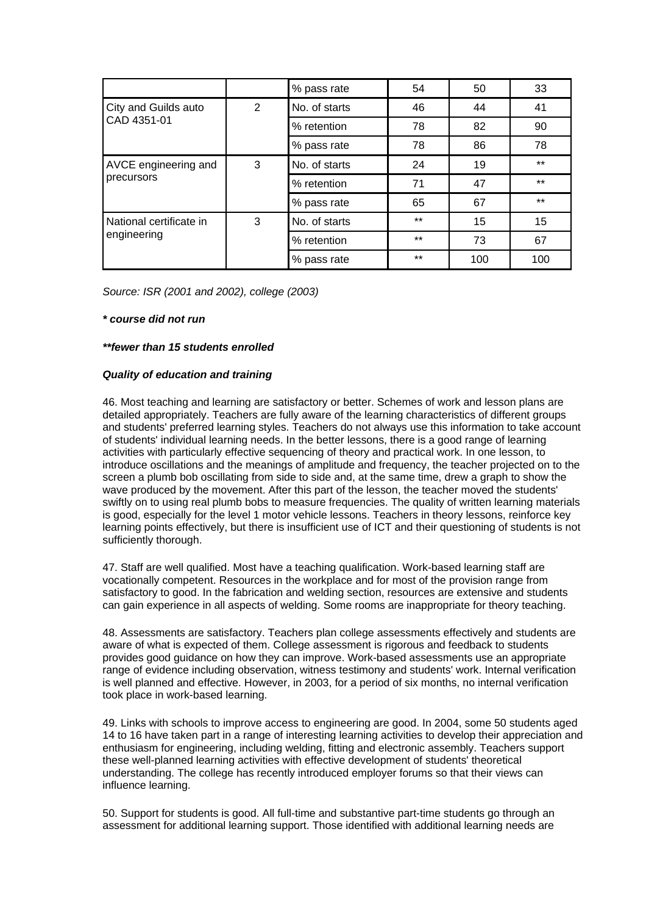| | | % pass rate | 54 | 50 | 33 |
|---|---|---|---|---|---|
| City and Guilds auto CAD 4351-01 | 2 | No. of starts | 46 | 44 | 41 |
| | | % retention | 78 | 82 | 90 |
| | | % pass rate | 78 | 86 | 78 |
| AVCE engineering and precursors | 3 | No. of starts | 24 | 19 | ** |
| | | % retention | 71 | 47 | ** |
| | | % pass rate | 65 | 67 | ** |
| National certificate in engineering | 3 | No. of starts | ** | 15 | 15 |
| | | % retention | ** | 73 | 67 |
| | | % pass rate | ** | 100 | 100 |

*Source: ISR (2001 and 2002), college (2003)*

***\* course did not run***

***\*\*fewer than 15 students enrolled***

***Quality of education and training***

46. Most teaching and learning are satisfactory or better. Schemes of work and lesson plans are detailed appropriately. Teachers are fully aware of the learning characteristics of different groups and students' preferred learning styles. Teachers do not always use this information to take account of students' individual learning needs. In the better lessons, there is a good range of learning activities with particularly effective sequencing of theory and practical work. In one lesson, to introduce oscillations and the meanings of amplitude and frequency, the teacher projected on to the screen a plumb bob oscillating from side to side and, at the same time, drew a graph to show the wave produced by the movement. After this part of the lesson, the teacher moved the students' swiftly on to using real plumb bobs to measure frequencies. The quality of written learning materials is good, especially for the level 1 motor vehicle lessons. Teachers in theory lessons, reinforce key learning points effectively, but there is insufficient use of ICT and their questioning of students is not sufficiently thorough.

47. Staff are well qualified. Most have a teaching qualification. Work-based learning staff are vocationally competent. Resources in the workplace and for most of the provision range from satisfactory to good. In the fabrication and welding section, resources are extensive and students can gain experience in all aspects of welding. Some rooms are inappropriate for theory teaching.

48. Assessments are satisfactory. Teachers plan college assessments effectively and students are aware of what is expected of them. College assessment is rigorous and feedback to students provides good guidance on how they can improve. Work-based assessments use an appropriate range of evidence including observation, witness testimony and students' work. Internal verification is well planned and effective. However, in 2003, for a period of six months, no internal verification took place in work-based learning.

49. Links with schools to improve access to engineering are good. In 2004, some 50 students aged 14 to 16 have taken part in a range of interesting learning activities to develop their appreciation and enthusiasm for engineering, including welding, fitting and electronic assembly. Teachers support these well-planned learning activities with effective development of students' theoretical understanding. The college has recently introduced employer forums so that their views can influence learning.

50. Support for students is good. All full-time and substantive part-time students go through an assessment for additional learning support. Those identified with additional learning needs are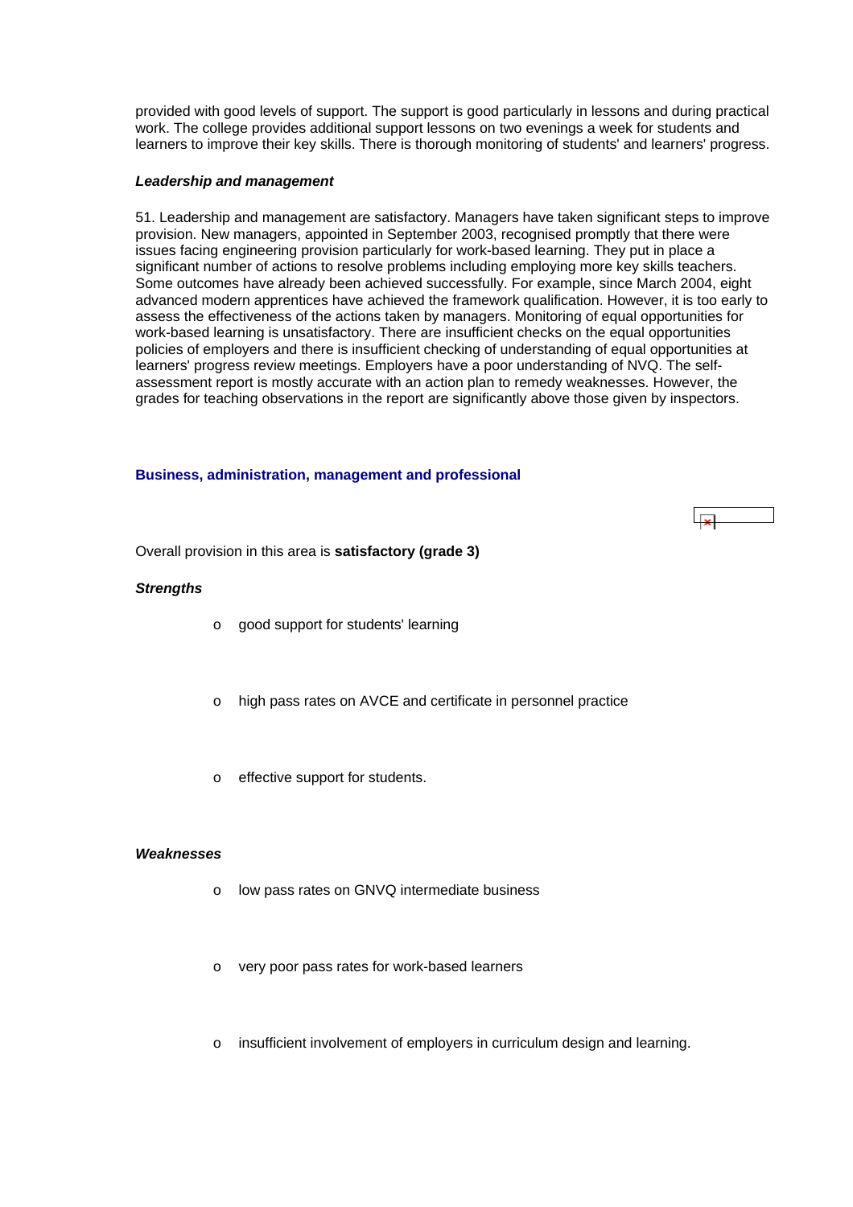provided with good levels of support. The support is good particularly in lessons and during practical work. The college provides additional support lessons on two evenings a week for students and learners to improve their key skills. There is thorough monitoring of students' and learners' progress.

***Leadership and management***

51. Leadership and management are satisfactory. Managers have taken significant steps to improve provision. New managers, appointed in September 2003, recognised promptly that there were issues facing engineering provision particularly for work-based learning. They put in place a significant number of actions to resolve problems including employing more key skills teachers. Some outcomes have already been achieved successfully. For example, since March 2004, eight advanced modern apprentices have achieved the framework qualification. However, it is too early to assess the effectiveness of the actions taken by managers. Monitoring of equal opportunities for work-based learning is unsatisfactory. There are insufficient checks on the equal opportunities policies of employers and there is insufficient checking of understanding of equal opportunities at learners' progress review meetings. Employers have a poor understanding of NVQ. The self-assessment report is mostly accurate with an action plan to remedy weaknesses. However, the grades for teaching observations in the report are significantly above those given by inspectors.

### Business, administration, management and professional

Overall provision in this area is **satisfactory (grade 3)**

***Strengths***

- good support for students' learning
- high pass rates on AVCE and certificate in personnel practice
- effective support for students.

***Weaknesses***

- low pass rates on GNVQ intermediate business
- very poor pass rates for work-based learners
- insufficient involvement of employers in curriculum design and learning.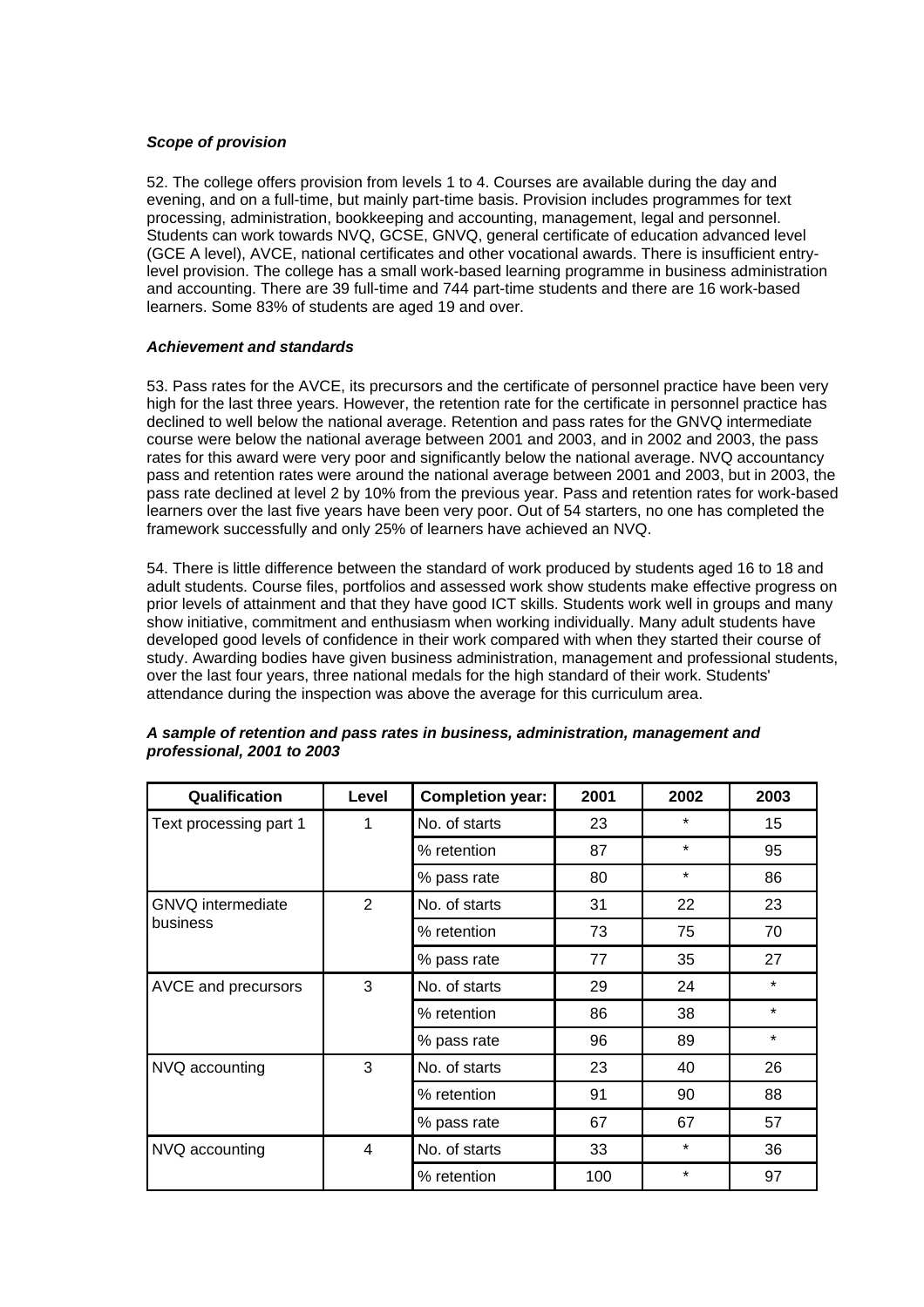### *Scope of provision*

52. The college offers provision from levels 1 to 4. Courses are available during the day and evening, and on a full-time, but mainly part-time basis. Provision includes programmes for text processing, administration, bookkeeping and accounting, management, legal and personnel. Students can work towards NVQ, GCSE, GNVQ, general certificate of education advanced level (GCE A level), AVCE, national certificates and other vocational awards. There is insufficient entry-level provision. The college has a small work-based learning programme in business administration and accounting. There are 39 full-time and 744 part-time students and there are 16 work-based learners. Some 83% of students are aged 19 and over.

### *Achievement and standards*

53. Pass rates for the AVCE, its precursors and the certificate of personnel practice have been very high for the last three years. However, the retention rate for the certificate in personnel practice has declined to well below the national average. Retention and pass rates for the GNVQ intermediate course were below the national average between 2001 and 2003, and in 2002 and 2003, the pass rates for this award were very poor and significantly below the national average. NVQ accountancy pass and retention rates were around the national average between 2001 and 2003, but in 2003, the pass rate declined at level 2 by 10% from the previous year. Pass and retention rates for work-based learners over the last five years have been very poor. Out of 54 starters, no one has completed the framework successfully and only 25% of learners have achieved an NVQ.

54. There is little difference between the standard of work produced by students aged 16 to 18 and adult students. Course files, portfolios and assessed work show students make effective progress on prior levels of attainment and that they have good ICT skills. Students work well in groups and many show initiative, commitment and enthusiasm when working individually. Many adult students have developed good levels of confidence in their work compared with when they started their course of study. Awarding bodies have given business administration, management and professional students, over the last four years, three national medals for the high standard of their work. Students' attendance during the inspection was above the average for this curriculum area.

***A sample of retention and pass rates in business, administration, management and professional, 2001 to 2003***

| Qualification | Level | Completion year: | 2001 | 2002 | 2003 |
|---|---|---|---|---|---|
| Text processing part 1 | 1 | No. of starts | 23 | * | 15 |
| | | % retention | 87 | * | 95 |
| | | % pass rate | 80 | * | 86 |
| GNVQ intermediate business | 2 | No. of starts | 31 | 22 | 23 |
| | | % retention | 73 | 75 | 70 |
| | | % pass rate | 77 | 35 | 27 |
| AVCE and precursors | 3 | No. of starts | 29 | 24 | * |
| | | % retention | 86 | 38 | * |
| | | % pass rate | 96 | 89 | * |
| NVQ accounting | 3 | No. of starts | 23 | 40 | 26 |
| | | % retention | 91 | 90 | 88 |
| | | % pass rate | 67 | 67 | 57 |
| NVQ accounting | 4 | No. of starts | 33 | * | 36 |
| | | % retention | 100 | * | 97 |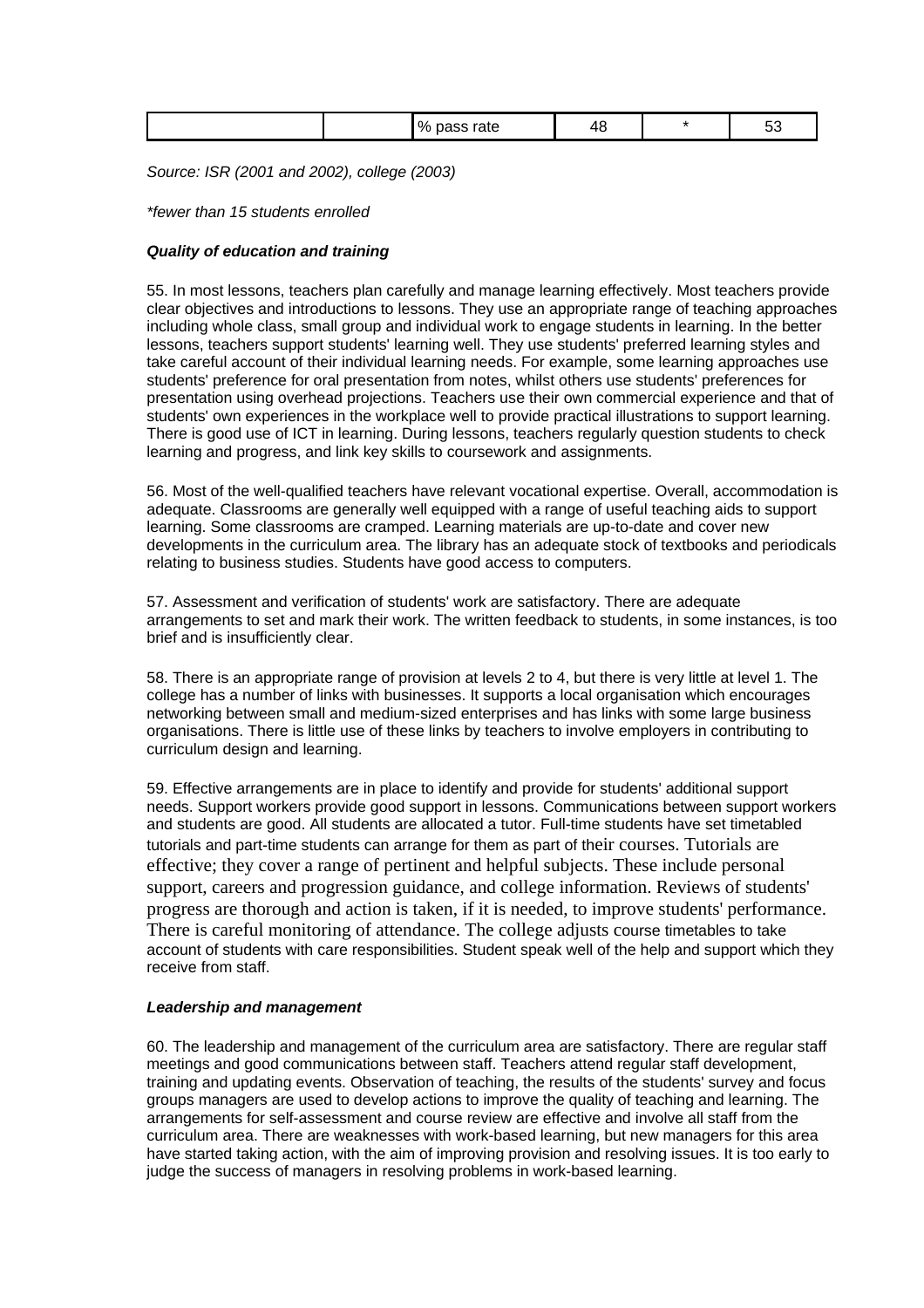|  |  | % pass rate | 48 | * | 53 |
|---|---|---|---|---|---|

*Source: ISR (2001 and 2002), college (2003)*

*\*fewer than 15 students enrolled*

***Quality of education and training***

55. In most lessons, teachers plan carefully and manage learning effectively. Most teachers provide clear objectives and introductions to lessons. They use an appropriate range of teaching approaches including whole class, small group and individual work to engage students in learning. In the better lessons, teachers support students' learning well. They use students' preferred learning styles and take careful account of their individual learning needs. For example, some learning approaches use students' preference for oral presentation from notes, whilst others use students' preferences for presentation using overhead projections. Teachers use their own commercial experience and that of students' own experiences in the workplace well to provide practical illustrations to support learning. There is good use of ICT in learning. During lessons, teachers regularly question students to check learning and progress, and link key skills to coursework and assignments.

56. Most of the well-qualified teachers have relevant vocational expertise. Overall, accommodation is adequate. Classrooms are generally well equipped with a range of useful teaching aids to support learning. Some classrooms are cramped. Learning materials are up-to-date and cover new developments in the curriculum area. The library has an adequate stock of textbooks and periodicals relating to business studies. Students have good access to computers.

57. Assessment and verification of students' work are satisfactory. There are adequate arrangements to set and mark their work. The written feedback to students, in some instances, is too brief and is insufficiently clear.

58. There is an appropriate range of provision at levels 2 to 4, but there is very little at level 1. The college has a number of links with businesses. It supports a local organisation which encourages networking between small and medium-sized enterprises and has links with some large business organisations. There is little use of these links by teachers to involve employers in contributing to curriculum design and learning.

59. Effective arrangements are in place to identify and provide for students' additional support needs. Support workers provide good support in lessons. Communications between support workers and students are good. All students are allocated a tutor. Full-time students have set timetabled tutorials and part-time students can arrange for them as part of their courses. Tutorials are effective; they cover a range of pertinent and helpful subjects. These include personal support, careers and progression guidance, and college information. Reviews of students' progress are thorough and action is taken, if it is needed, to improve students' performance. There is careful monitoring of attendance. The college adjusts course timetables to take account of students with care responsibilities. Student speak well of the help and support which they receive from staff.

***Leadership and management***

60. The leadership and management of the curriculum area are satisfactory. There are regular staff meetings and good communications between staff. Teachers attend regular staff development, training and updating events. Observation of teaching, the results of the students' survey and focus groups managers are used to develop actions to improve the quality of teaching and learning. The arrangements for self-assessment and course review are effective and involve all staff from the curriculum area. There are weaknesses with work-based learning, but new managers for this area have started taking action, with the aim of improving provision and resolving issues. It is too early to judge the success of managers in resolving problems in work-based learning.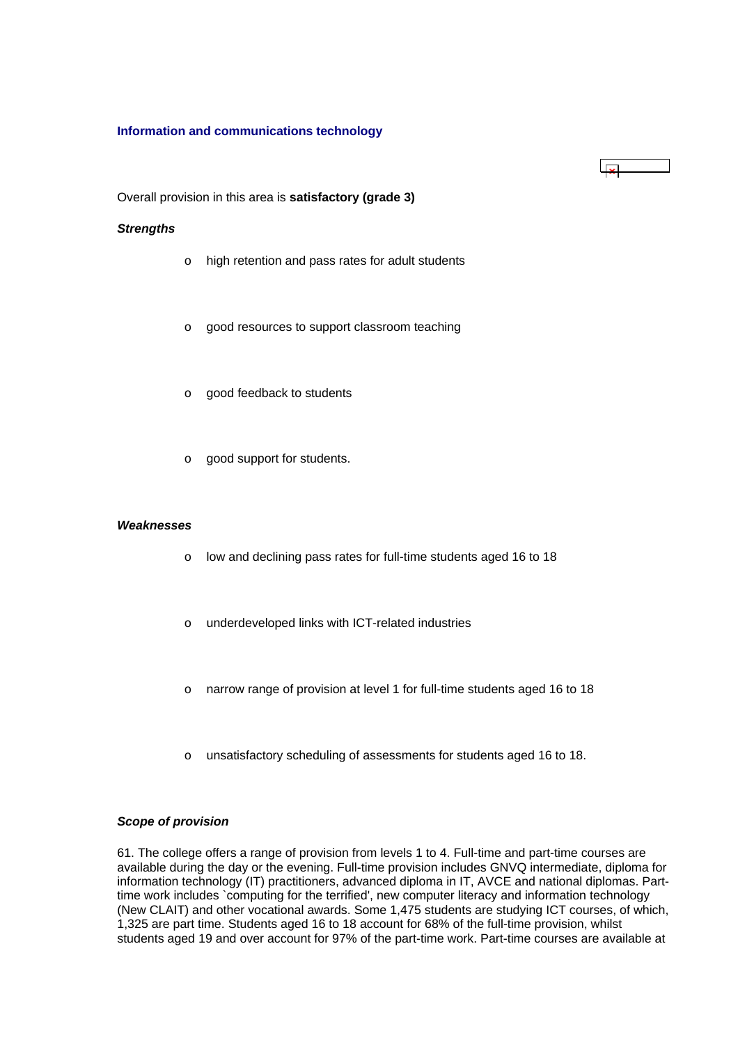### Information and communications technology

Overall provision in this area is **satisfactory (grade 3)**

***Strengths***

- high retention and pass rates for adult students
- good resources to support classroom teaching
- good feedback to students
- good support for students.

***Weaknesses***

- low and declining pass rates for full-time students aged 16 to 18
- underdeveloped links with ICT-related industries
- narrow range of provision at level 1 for full-time students aged 16 to 18
- unsatisfactory scheduling of assessments for students aged 16 to 18.

***Scope of provision***

61. The college offers a range of provision from levels 1 to 4. Full-time and part-time courses are available during the day or the evening. Full-time provision includes GNVQ intermediate, diploma for information technology (IT) practitioners, advanced diploma in IT, AVCE and national diplomas. Part-time work includes `computing for the terrified', new computer literacy and information technology (New CLAIT) and other vocational awards. Some 1,475 students are studying ICT courses, of which, 1,325 are part time. Students aged 16 to 18 account for 68% of the full-time provision, whilst students aged 19 and over account for 97% of the part-time work. Part-time courses are available at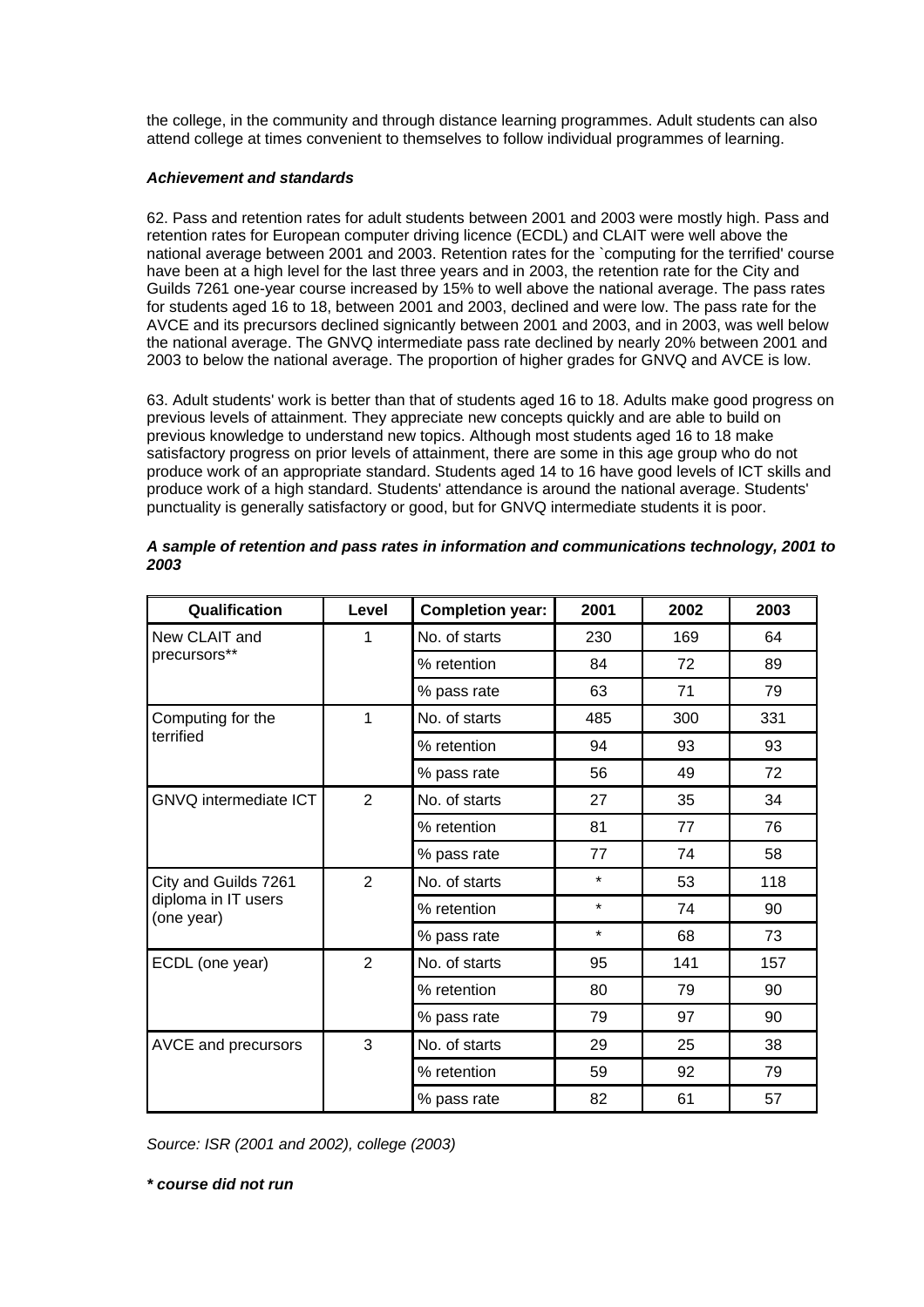the college, in the community and through distance learning programmes. Adult students can also attend college at times convenient to themselves to follow individual programmes of learning.

***Achievement and standards***

62. Pass and retention rates for adult students between 2001 and 2003 were mostly high. Pass and retention rates for European computer driving licence (ECDL) and CLAIT were well above the national average between 2001 and 2003. Retention rates for the `computing for the terrified' course have been at a high level for the last three years and in 2003, the retention rate for the City and Guilds 7261 one-year course increased by 15% to well above the national average. The pass rates for students aged 16 to 18, between 2001 and 2003, declined and were low. The pass rate for the AVCE and its precursors declined signicantly between 2001 and 2003, and in 2003, was well below the national average. The GNVQ intermediate pass rate declined by nearly 20% between 2001 and 2003 to below the national average. The proportion of higher grades for GNVQ and AVCE is low.

63. Adult students' work is better than that of students aged 16 to 18. Adults make good progress on previous levels of attainment. They appreciate new concepts quickly and are able to build on previous knowledge to understand new topics. Although most students aged 16 to 18 make satisfactory progress on prior levels of attainment, there are some in this age group who do not produce work of an appropriate standard. Students aged 14 to 16 have good levels of ICT skills and produce work of a high standard. Students' attendance is around the national average. Students' punctuality is generally satisfactory or good, but for GNVQ intermediate students it is poor.

***A sample of retention and pass rates in information and communications technology, 2001 to 2003***

| Qualification | Level | Completion year: | 2001 | 2002 | 2003 |
|---|---|---|---|---|---|
| New CLAIT and precursors** | 1 | No. of starts | 230 | 169 | 64 |
| | | % retention | 84 | 72 | 89 |
| | | % pass rate | 63 | 71 | 79 |
| Computing for the terrified | 1 | No. of starts | 485 | 300 | 331 |
| | | % retention | 94 | 93 | 93 |
| | | % pass rate | 56 | 49 | 72 |
| GNVQ intermediate ICT | 2 | No. of starts | 27 | 35 | 34 |
| | | % retention | 81 | 77 | 76 |
| | | % pass rate | 77 | 74 | 58 |
| City and Guilds 7261 diploma in IT users (one year) | 2 | No. of starts | * | 53 | 118 |
| | | % retention | * | 74 | 90 |
| | | % pass rate | * | 68 | 73 |
| ECDL (one year) | 2 | No. of starts | 95 | 141 | 157 |
| | | % retention | 80 | 79 | 90 |
| | | % pass rate | 79 | 97 | 90 |
| AVCE and precursors | 3 | No. of starts | 29 | 25 | 38 |
| | | % retention | 59 | 92 | 79 |
| | | % pass rate | 82 | 61 | 57 |

*Source: ISR (2001 and 2002), college (2003)*

***\* course did not run***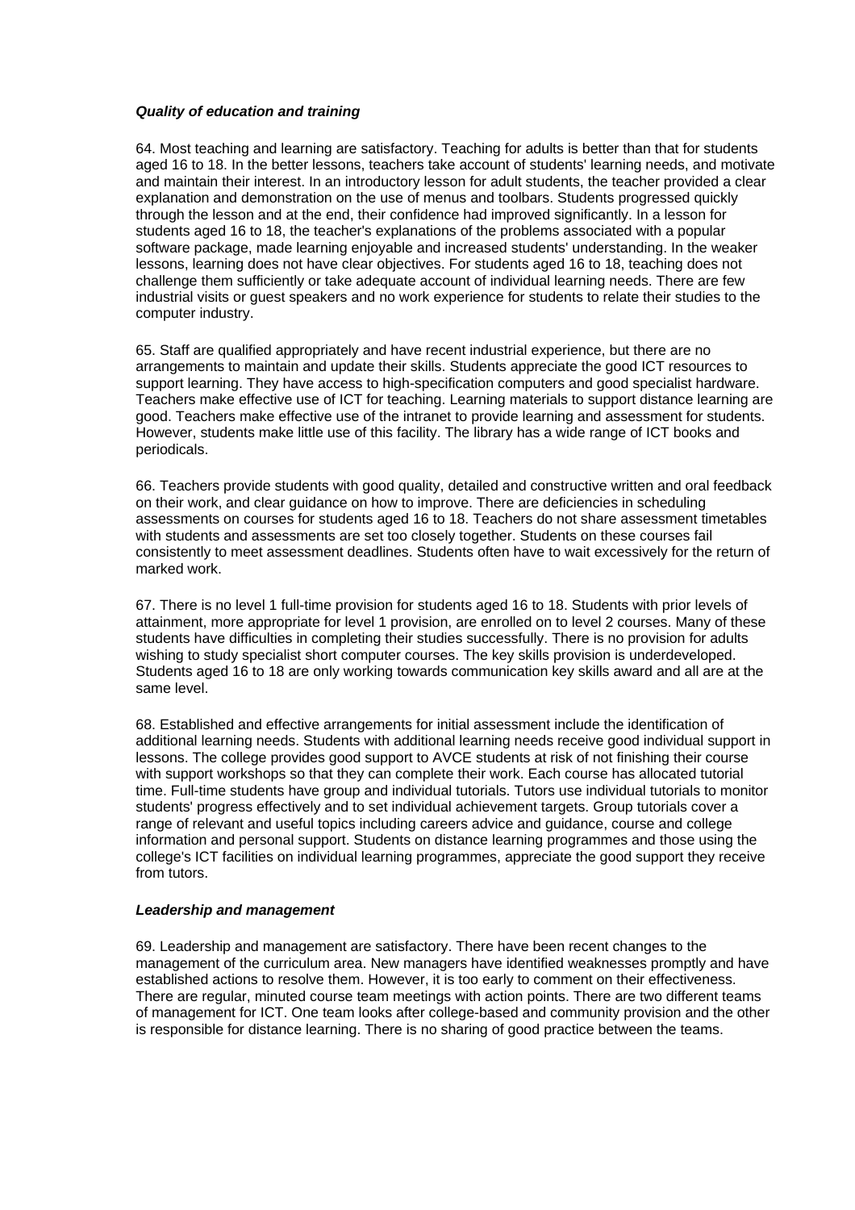***Quality of education and training***

64. Most teaching and learning are satisfactory. Teaching for adults is better than that for students aged 16 to 18. In the better lessons, teachers take account of students' learning needs, and motivate and maintain their interest. In an introductory lesson for adult students, the teacher provided a clear explanation and demonstration on the use of menus and toolbars. Students progressed quickly through the lesson and at the end, their confidence had improved significantly. In a lesson for students aged 16 to 18, the teacher's explanations of the problems associated with a popular software package, made learning enjoyable and increased students' understanding. In the weaker lessons, learning does not have clear objectives. For students aged 16 to 18, teaching does not challenge them sufficiently or take adequate account of individual learning needs. There are few industrial visits or guest speakers and no work experience for students to relate their studies to the computer industry.

65. Staff are qualified appropriately and have recent industrial experience, but there are no arrangements to maintain and update their skills. Students appreciate the good ICT resources to support learning. They have access to high-specification computers and good specialist hardware. Teachers make effective use of ICT for teaching. Learning materials to support distance learning are good. Teachers make effective use of the intranet to provide learning and assessment for students. However, students make little use of this facility. The library has a wide range of ICT books and periodicals.

66. Teachers provide students with good quality, detailed and constructive written and oral feedback on their work, and clear guidance on how to improve. There are deficiencies in scheduling assessments on courses for students aged 16 to 18. Teachers do not share assessment timetables with students and assessments are set too closely together. Students on these courses fail consistently to meet assessment deadlines. Students often have to wait excessively for the return of marked work.

67. There is no level 1 full-time provision for students aged 16 to 18. Students with prior levels of attainment, more appropriate for level 1 provision, are enrolled on to level 2 courses. Many of these students have difficulties in completing their studies successfully. There is no provision for adults wishing to study specialist short computer courses. The key skills provision is underdeveloped. Students aged 16 to 18 are only working towards communication key skills award and all are at the same level.

68. Established and effective arrangements for initial assessment include the identification of additional learning needs. Students with additional learning needs receive good individual support in lessons. The college provides good support to AVCE students at risk of not finishing their course with support workshops so that they can complete their work. Each course has allocated tutorial time. Full-time students have group and individual tutorials. Tutors use individual tutorials to monitor students' progress effectively and to set individual achievement targets. Group tutorials cover a range of relevant and useful topics including careers advice and guidance, course and college information and personal support. Students on distance learning programmes and those using the college's ICT facilities on individual learning programmes, appreciate the good support they receive from tutors.

***Leadership and management***

69. Leadership and management are satisfactory. There have been recent changes to the management of the curriculum area. New managers have identified weaknesses promptly and have established actions to resolve them. However, it is too early to comment on their effectiveness. There are regular, minuted course team meetings with action points. There are two different teams of management for ICT. One team looks after college-based and community provision and the other is responsible for distance learning. There is no sharing of good practice between the teams.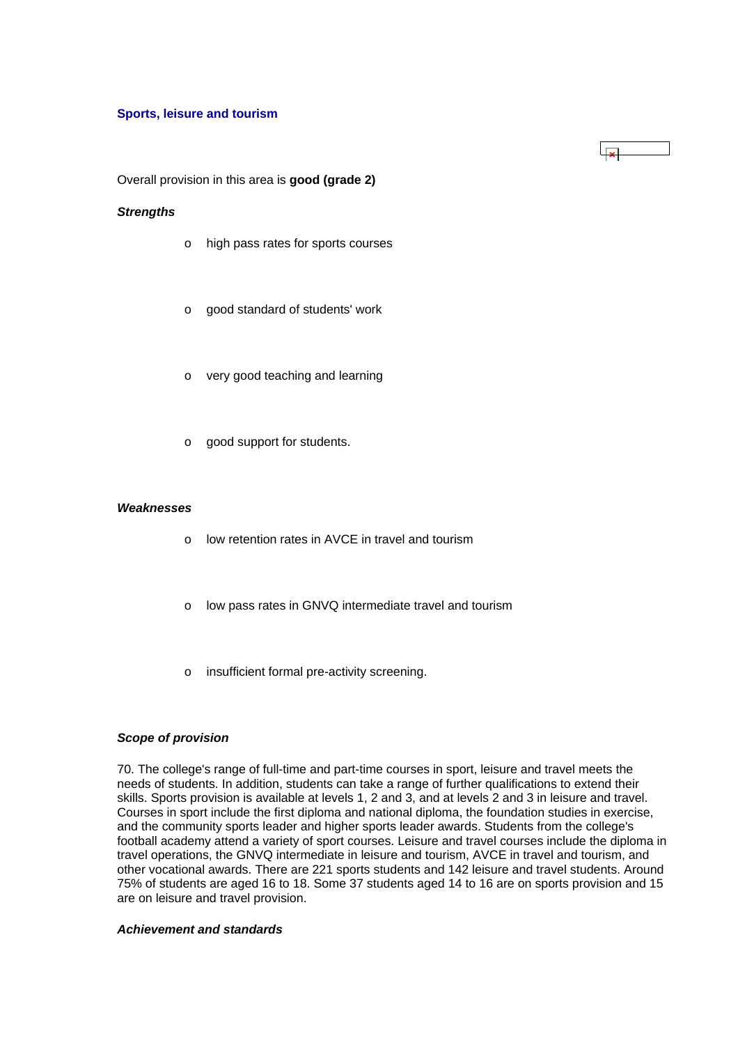### Sports, leisure and tourism

Overall provision in this area is **good (grade 2)**

***Strengths***

- high pass rates for sports courses
- good standard of students' work
- very good teaching and learning
- good support for students.

***Weaknesses***

- low retention rates in AVCE in travel and tourism
- low pass rates in GNVQ intermediate travel and tourism
- insufficient formal pre-activity screening.

***Scope of provision***

70. The college's range of full-time and part-time courses in sport, leisure and travel meets the needs of students. In addition, students can take a range of further qualifications to extend their skills. Sports provision is available at levels 1, 2 and 3, and at levels 2 and 3 in leisure and travel. Courses in sport include the first diploma and national diploma, the foundation studies in exercise, and the community sports leader and higher sports leader awards. Students from the college's football academy attend a variety of sport courses. Leisure and travel courses include the diploma in travel operations, the GNVQ intermediate in leisure and tourism, AVCE in travel and tourism, and other vocational awards. There are 221 sports students and 142 leisure and travel students. Around 75% of students are aged 16 to 18. Some 37 students aged 14 to 16 are on sports provision and 15 are on leisure and travel provision.

***Achievement and standards***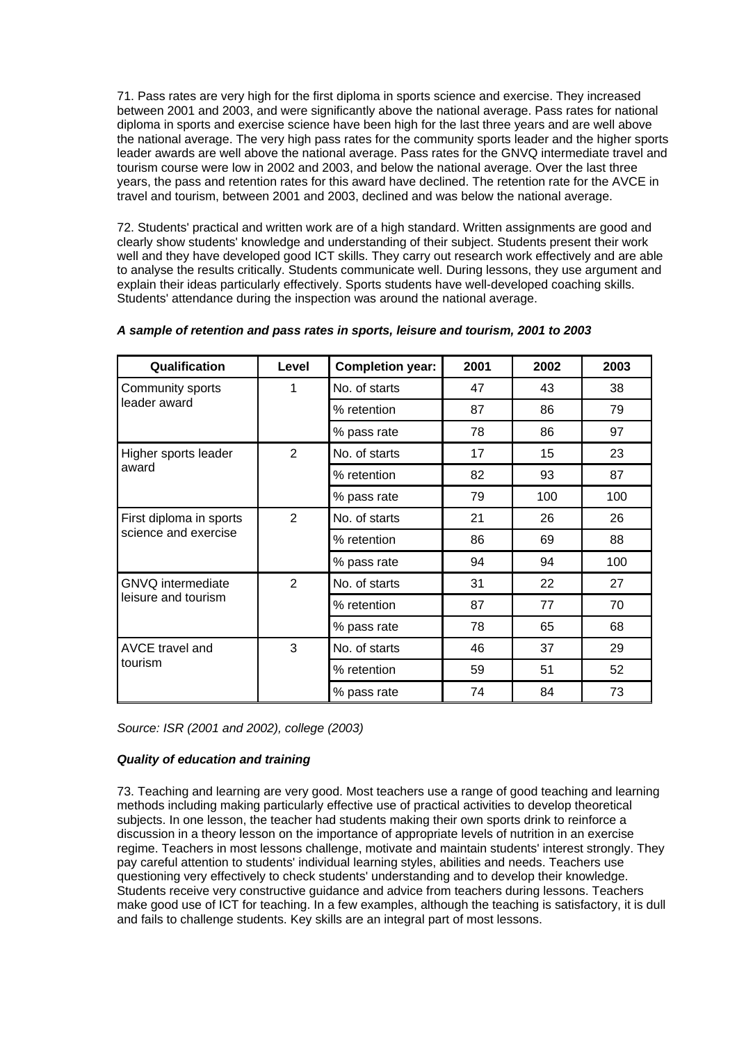71. Pass rates are very high for the first diploma in sports science and exercise. They increased between 2001 and 2003, and were significantly above the national average. Pass rates for national diploma in sports and exercise science have been high for the last three years and are well above the national average. The very high pass rates for the community sports leader and the higher sports leader awards are well above the national average. Pass rates for the GNVQ intermediate travel and tourism course were low in 2002 and 2003, and below the national average. Over the last three years, the pass and retention rates for this award have declined. The retention rate for the AVCE in travel and tourism, between 2001 and 2003, declined and was below the national average.

72. Students' practical and written work are of a high standard. Written assignments are good and clearly show students' knowledge and understanding of their subject. Students present their work well and they have developed good ICT skills. They carry out research work effectively and are able to analyse the results critically. Students communicate well. During lessons, they use argument and explain their ideas particularly effectively. Sports students have well-developed coaching skills. Students' attendance during the inspection was around the national average.

***A sample of retention and pass rates in sports, leisure and tourism, 2001 to 2003***

| Qualification | Level | Completion year: | 2001 | 2002 | 2003 |
|---|---|---|---|---|---|
| Community sports leader award | 1 | No. of starts | 47 | 43 | 38 |
| | | % retention | 87 | 86 | 79 |
| | | % pass rate | 78 | 86 | 97 |
| Higher sports leader award | 2 | No. of starts | 17 | 15 | 23 |
| | | % retention | 82 | 93 | 87 |
| | | % pass rate | 79 | 100 | 100 |
| First diploma in sports science and exercise | 2 | No. of starts | 21 | 26 | 26 |
| | | % retention | 86 | 69 | 88 |
| | | % pass rate | 94 | 94 | 100 |
| GNVQ intermediate leisure and tourism | 2 | No. of starts | 31 | 22 | 27 |
| | | % retention | 87 | 77 | 70 |
| | | % pass rate | 78 | 65 | 68 |
| AVCE travel and tourism | 3 | No. of starts | 46 | 37 | 29 |
| | | % retention | 59 | 51 | 52 |
| | | % pass rate | 74 | 84 | 73 |

*Source: ISR (2001 and 2002), college (2003)*

***Quality of education and training***

73. Teaching and learning are very good. Most teachers use a range of good teaching and learning methods including making particularly effective use of practical activities to develop theoretical subjects. In one lesson, the teacher had students making their own sports drink to reinforce a discussion in a theory lesson on the importance of appropriate levels of nutrition in an exercise regime. Teachers in most lessons challenge, motivate and maintain students' interest strongly. They pay careful attention to students' individual learning styles, abilities and needs. Teachers use questioning very effectively to check students' understanding and to develop their knowledge. Students receive very constructive guidance and advice from teachers during lessons. Teachers make good use of ICT for teaching. In a few examples, although the teaching is satisfactory, it is dull and fails to challenge students. Key skills are an integral part of most lessons.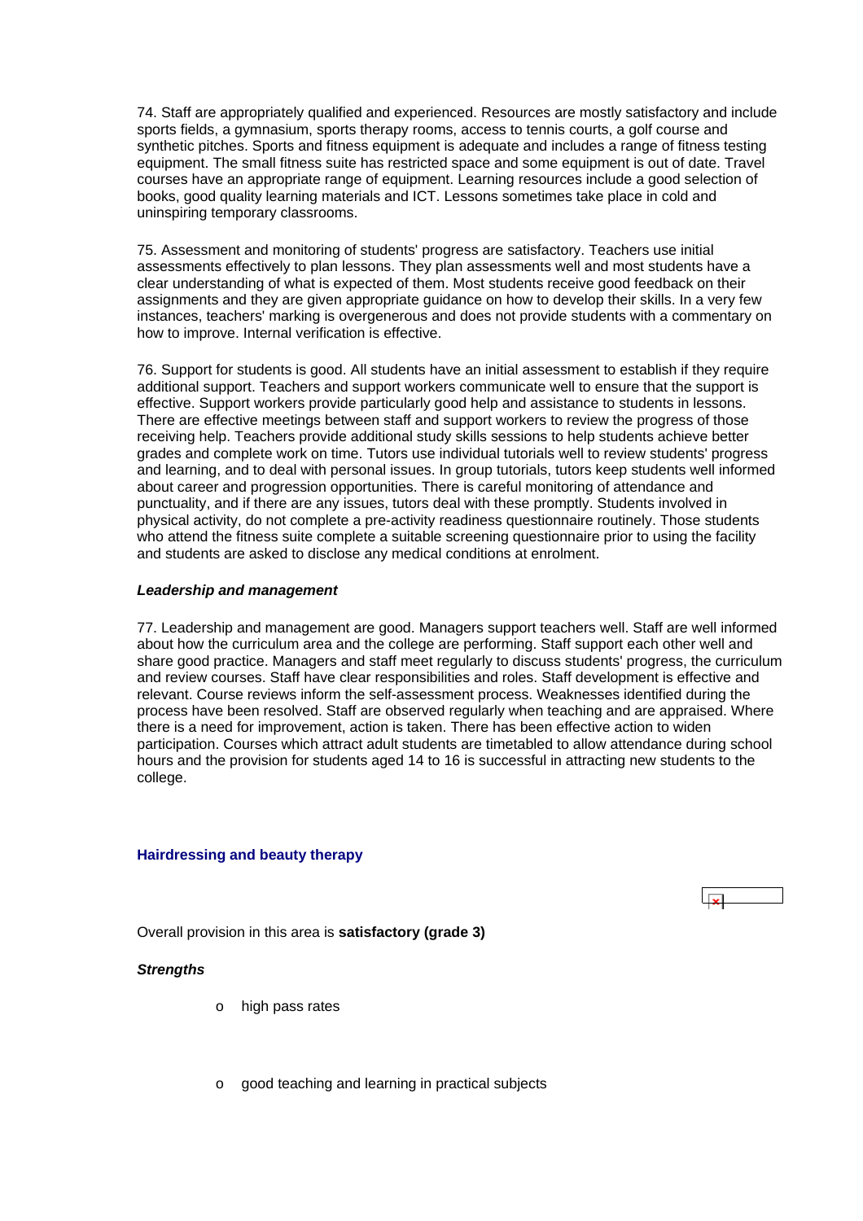74. Staff are appropriately qualified and experienced. Resources are mostly satisfactory and include sports fields, a gymnasium, sports therapy rooms, access to tennis courts, a golf course and synthetic pitches. Sports and fitness equipment is adequate and includes a range of fitness testing equipment. The small fitness suite has restricted space and some equipment is out of date. Travel courses have an appropriate range of equipment. Learning resources include a good selection of books, good quality learning materials and ICT. Lessons sometimes take place in cold and uninspiring temporary classrooms.

75. Assessment and monitoring of students' progress are satisfactory. Teachers use initial assessments effectively to plan lessons. They plan assessments well and most students have a clear understanding of what is expected of them. Most students receive good feedback on their assignments and they are given appropriate guidance on how to develop their skills. In a very few instances, teachers' marking is overgenerous and does not provide students with a commentary on how to improve. Internal verification is effective.

76. Support for students is good. All students have an initial assessment to establish if they require additional support. Teachers and support workers communicate well to ensure that the support is effective. Support workers provide particularly good help and assistance to students in lessons. There are effective meetings between staff and support workers to review the progress of those receiving help. Teachers provide additional study skills sessions to help students achieve better grades and complete work on time. Tutors use individual tutorials well to review students' progress and learning, and to deal with personal issues. In group tutorials, tutors keep students well informed about career and progression opportunities. There is careful monitoring of attendance and punctuality, and if there are any issues, tutors deal with these promptly. Students involved in physical activity, do not complete a pre-activity readiness questionnaire routinely. Those students who attend the fitness suite complete a suitable screening questionnaire prior to using the facility and students are asked to disclose any medical conditions at enrolment.

***Leadership and management***

77. Leadership and management are good. Managers support teachers well. Staff are well informed about how the curriculum area and the college are performing. Staff support each other well and share good practice. Managers and staff meet regularly to discuss students' progress, the curriculum and review courses. Staff have clear responsibilities and roles. Staff development is effective and relevant. Course reviews inform the self-assessment process. Weaknesses identified during the process have been resolved. Staff are observed regularly when teaching and are appraised. Where there is a need for improvement, action is taken. There has been effective action to widen participation. Courses which attract adult students are timetabled to allow attendance during school hours and the provision for students aged 14 to 16 is successful in attracting new students to the college.

### Hairdressing and beauty therapy

Overall provision in this area is **satisfactory (grade 3)**

***Strengths***

- high pass rates
- good teaching and learning in practical subjects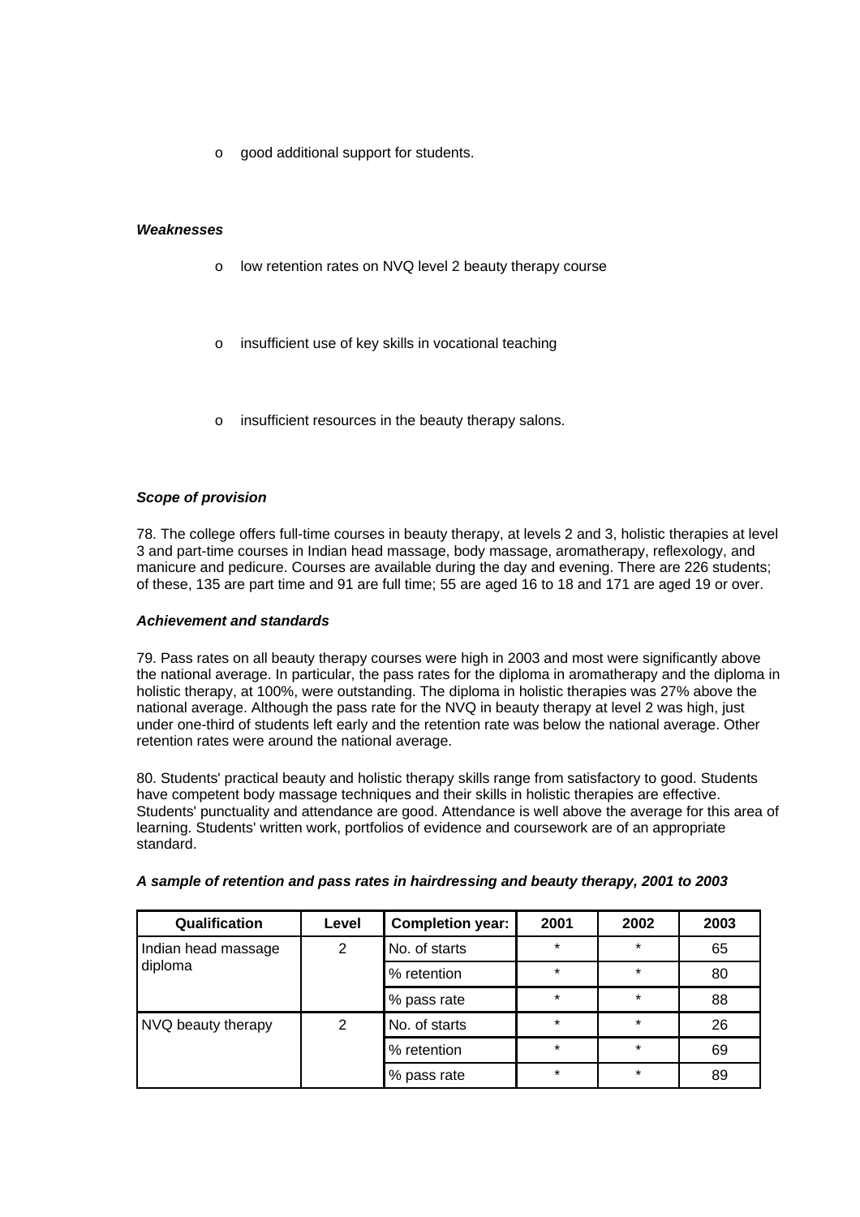- good additional support for students.

***Weaknesses***

- low retention rates on NVQ level 2 beauty therapy course
- insufficient use of key skills in vocational teaching
- insufficient resources in the beauty therapy salons.

***Scope of provision***

78. The college offers full-time courses in beauty therapy, at levels 2 and 3, holistic therapies at level 3 and part-time courses in Indian head massage, body massage, aromatherapy, reflexology, and manicure and pedicure. Courses are available during the day and evening. There are 226 students; of these, 135 are part time and 91 are full time; 55 are aged 16 to 18 and 171 are aged 19 or over.

***Achievement and standards***

79. Pass rates on all beauty therapy courses were high in 2003 and most were significantly above the national average. In particular, the pass rates for the diploma in aromatherapy and the diploma in holistic therapy, at 100%, were outstanding. The diploma in holistic therapies was 27% above the national average. Although the pass rate for the NVQ in beauty therapy at level 2 was high, just under one-third of students left early and the retention rate was below the national average. Other retention rates were around the national average.

80. Students' practical beauty and holistic therapy skills range from satisfactory to good. Students have competent body massage techniques and their skills in holistic therapies are effective. Students' punctuality and attendance are good. Attendance is well above the average for this area of learning. Students' written work, portfolios of evidence and coursework are of an appropriate standard.

***A sample of retention and pass rates in hairdressing and beauty therapy, 2001 to 2003***

| Qualification | Level | Completion year: | 2001 | 2002 | 2003 |
|---|---|---|---|---|---|
| Indian head massage diploma | 2 | No. of starts | * | * | 65 |
| | | % retention | * | * | 80 |
| | | % pass rate | * | * | 88 |
| NVQ beauty therapy | 2 | No. of starts | * | * | 26 |
| | | % retention | * | * | 69 |
| | | % pass rate | * | * | 89 |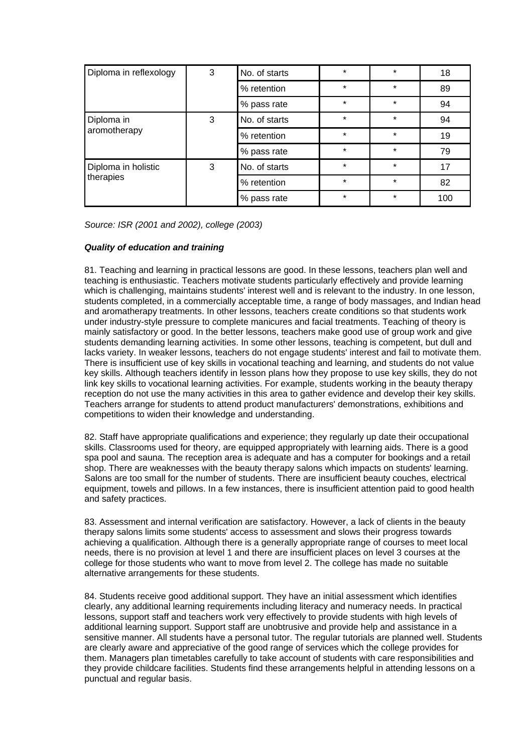| Diploma in reflexology | 3 | No. of starts | * | * | 18 |
|---|---|---|---|---|---|
| | | % retention | * | * | 89 |
| | | % pass rate | * | * | 94 |
| Diploma in aromotherapy | 3 | No. of starts | * | * | 94 |
| | | % retention | * | * | 19 |
| | | % pass rate | * | * | 79 |
| Diploma in holistic therapies | 3 | No. of starts | * | * | 17 |
| | | % retention | * | * | 82 |
| | | % pass rate | * | * | 100 |

*Source: ISR (2001 and 2002), college (2003)*

***Quality of education and training***

81. Teaching and learning in practical lessons are good. In these lessons, teachers plan well and teaching is enthusiastic. Teachers motivate students particularly effectively and provide learning which is challenging, maintains students' interest well and is relevant to the industry. In one lesson, students completed, in a commercially acceptable time, a range of body massages, and Indian head and aromatherapy treatments. In other lessons, teachers create conditions so that students work under industry-style pressure to complete manicures and facial treatments. Teaching of theory is mainly satisfactory or good. In the better lessons, teachers make good use of group work and give students demanding learning activities. In some other lessons, teaching is competent, but dull and lacks variety. In weaker lessons, teachers do not engage students' interest and fail to motivate them. There is insufficient use of key skills in vocational teaching and learning, and students do not value key skills. Although teachers identify in lesson plans how they propose to use key skills, they do not link key skills to vocational learning activities. For example, students working in the beauty therapy reception do not use the many activities in this area to gather evidence and develop their key skills. Teachers arrange for students to attend product manufacturers' demonstrations, exhibitions and competitions to widen their knowledge and understanding.

82. Staff have appropriate qualifications and experience; they regularly up date their occupational skills. Classrooms used for theory, are equipped appropriately with learning aids. There is a good spa pool and sauna. The reception area is adequate and has a computer for bookings and a retail shop. There are weaknesses with the beauty therapy salons which impacts on students' learning. Salons are too small for the number of students. There are insufficient beauty couches, electrical equipment, towels and pillows. In a few instances, there is insufficient attention paid to good health and safety practices.

83. Assessment and internal verification are satisfactory. However, a lack of clients in the beauty therapy salons limits some students' access to assessment and slows their progress towards achieving a qualification. Although there is a generally appropriate range of courses to meet local needs, there is no provision at level 1 and there are insufficient places on level 3 courses at the college for those students who want to move from level 2. The college has made no suitable alternative arrangements for these students.

84. Students receive good additional support. They have an initial assessment which identifies clearly, any additional learning requirements including literacy and numeracy needs. In practical lessons, support staff and teachers work very effectively to provide students with high levels of additional learning support. Support staff are unobtrusive and provide help and assistance in a sensitive manner. All students have a personal tutor. The regular tutorials are planned well. Students are clearly aware and appreciative of the good range of services which the college provides for them. Managers plan timetables carefully to take account of students with care responsibilities and they provide childcare facilities. Students find these arrangements helpful in attending lessons on a punctual and regular basis.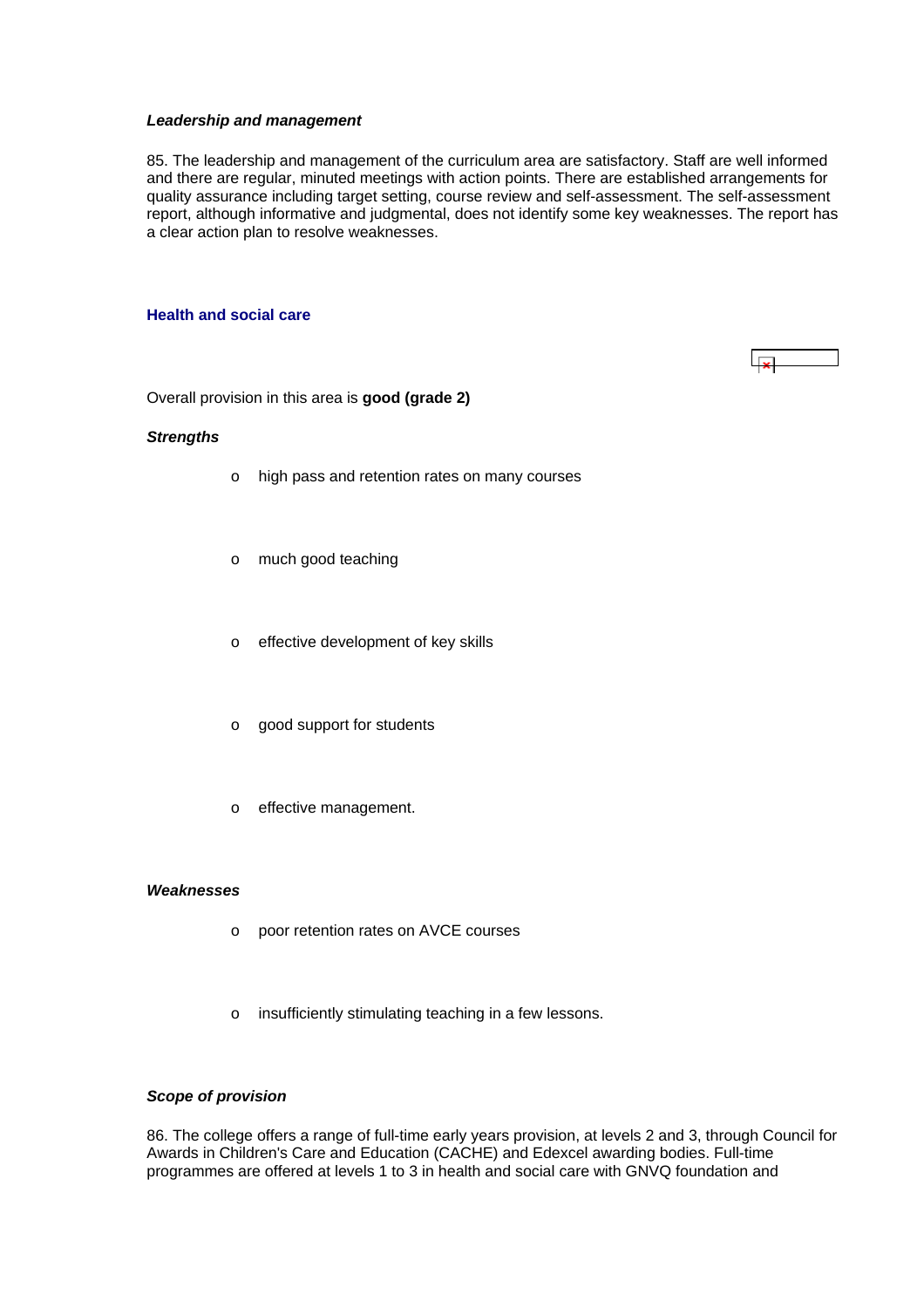***Leadership and management***

85. The leadership and management of the curriculum area are satisfactory. Staff are well informed and there are regular, minuted meetings with action points. There are established arrangements for quality assurance including target setting, course review and self-assessment. The self-assessment report, although informative and judgmental, does not identify some key weaknesses. The report has a clear action plan to resolve weaknesses.

### Health and social care

Overall provision in this area is **good (grade 2)**

***Strengths***

- high pass and retention rates on many courses
- much good teaching
- effective development of key skills
- good support for students
- effective management.

***Weaknesses***

- poor retention rates on AVCE courses
- insufficiently stimulating teaching in a few lessons.

***Scope of provision***

86. The college offers a range of full-time early years provision, at levels 2 and 3, through Council for Awards in Children's Care and Education (CACHE) and Edexcel awarding bodies. Full-time programmes are offered at levels 1 to 3 in health and social care with GNVQ foundation and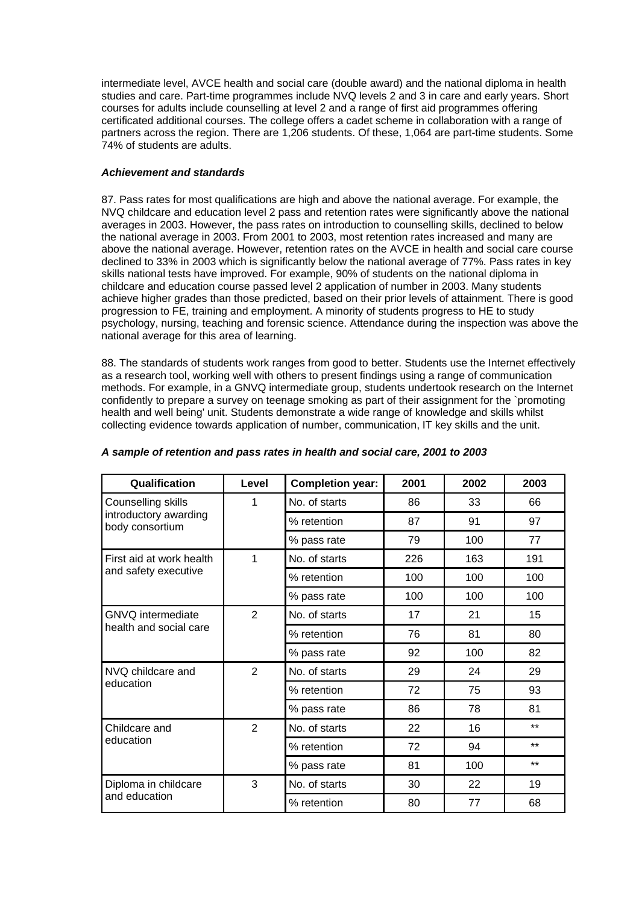intermediate level, AVCE health and social care (double award) and the national diploma in health studies and care. Part-time programmes include NVQ levels 2 and 3 in care and early years. Short courses for adults include counselling at level 2 and a range of first aid programmes offering certificated additional courses. The college offers a cadet scheme in collaboration with a range of partners across the region. There are 1,206 students. Of these, 1,064 are part-time students. Some 74% of students are adults.

### *Achievement and standards*

87. Pass rates for most qualifications are high and above the national average. For example, the NVQ childcare and education level 2 pass and retention rates were significantly above the national averages in 2003. However, the pass rates on introduction to counselling skills, declined to below the national average in 2003. From 2001 to 2003, most retention rates increased and many are above the national average. However, retention rates on the AVCE in health and social care course declined to 33% in 2003 which is significantly below the national average of 77%. Pass rates in key skills national tests have improved. For example, 90% of students on the national diploma in childcare and education course passed level 2 application of number in 2003. Many students achieve higher grades than those predicted, based on their prior levels of attainment. There is good progression to FE, training and employment. A minority of students progress to HE to study psychology, nursing, teaching and forensic science. Attendance during the inspection was above the national average for this area of learning.

88. The standards of students work ranges from good to better. Students use the Internet effectively as a research tool, working well with others to present findings using a range of communication methods. For example, in a GNVQ intermediate group, students undertook research on the Internet confidently to prepare a survey on teenage smoking as part of their assignment for the `promoting health and well being' unit. Students demonstrate a wide range of knowledge and skills whilst collecting evidence towards application of number, communication, IT key skills and the unit.

***A sample of retention and pass rates in health and social care, 2001 to 2003***

| Qualification | Level | Completion year: | 2001 | 2002 | 2003 |
|---|---|---|---|---|---|
| Counselling skills introductory awarding body consortium | 1 | No. of starts | 86 | 33 | 66 |
| | | % retention | 87 | 91 | 97 |
| | | % pass rate | 79 | 100 | 77 |
| First aid at work health and safety executive | 1 | No. of starts | 226 | 163 | 191 |
| | | % retention | 100 | 100 | 100 |
| | | % pass rate | 100 | 100 | 100 |
| GNVQ intermediate health and social care | 2 | No. of starts | 17 | 21 | 15 |
| | | % retention | 76 | 81 | 80 |
| | | % pass rate | 92 | 100 | 82 |
| NVQ childcare and education | 2 | No. of starts | 29 | 24 | 29 |
| | | % retention | 72 | 75 | 93 |
| | | % pass rate | 86 | 78 | 81 |
| Childcare and education | 2 | No. of starts | 22 | 16 | ** |
| | | % retention | 72 | 94 | ** |
| | | % pass rate | 81 | 100 | ** |
| Diploma in childcare and education | 3 | No. of starts | 30 | 22 | 19 |
| | | % retention | 80 | 77 | 68 |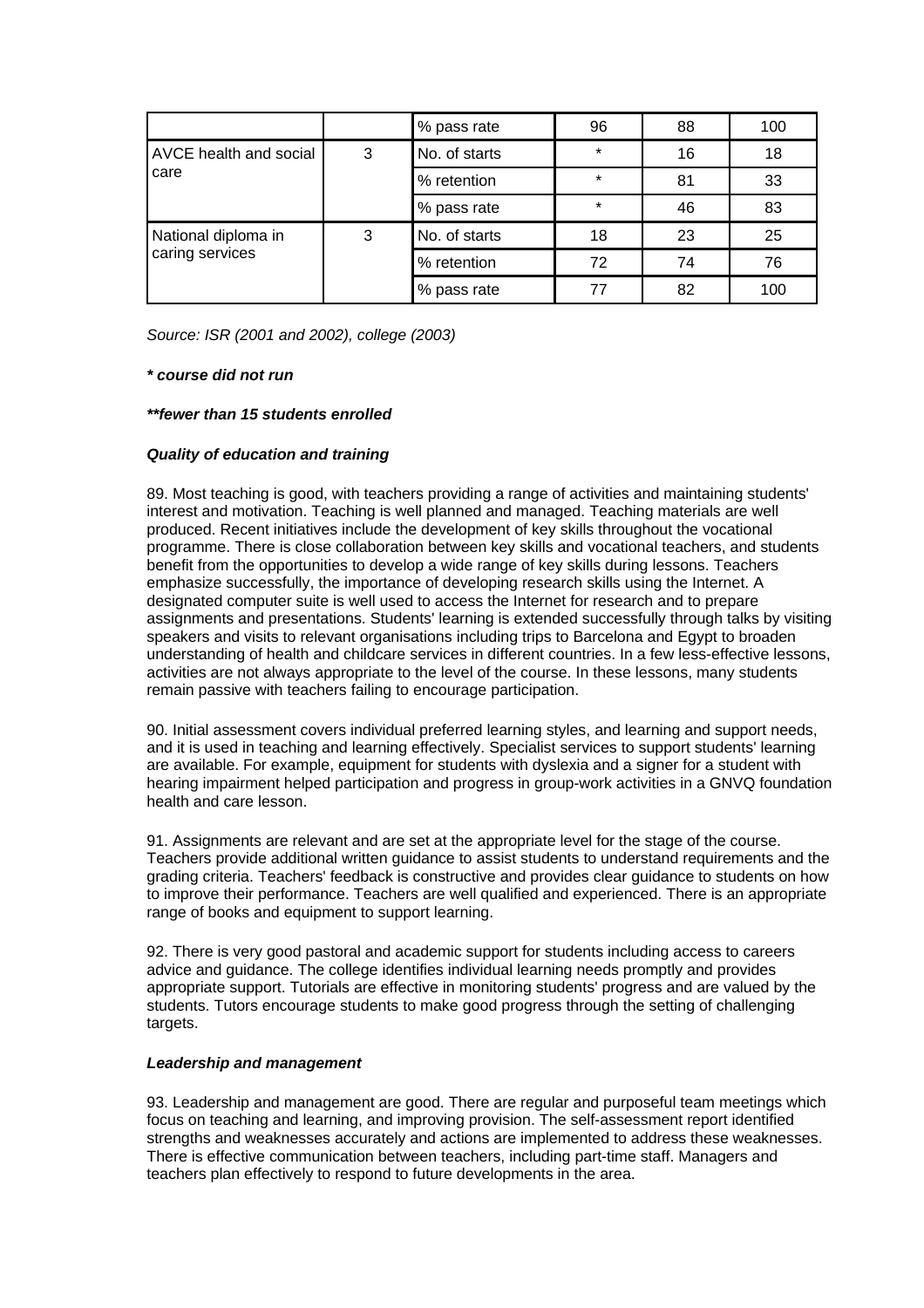|  |  | % pass rate | 96 | 88 | 100 |
|---|---|---|---|---|---|
| AVCE health and social care | 3 | No. of starts | * | 16 | 18 |
|  |  | % retention | * | 81 | 33 |
|  |  | % pass rate | * | 46 | 83 |
| National diploma in caring services | 3 | No. of starts | 18 | 23 | 25 |
|  |  | % retention | 72 | 74 | 76 |
|  |  | % pass rate | 77 | 82 | 100 |

*Source: ISR (2001 and 2002), college (2003)*

***\* course did not run***

***\*\*fewer than 15 students enrolled***

***Quality of education and training***

89. Most teaching is good, with teachers providing a range of activities and maintaining students' interest and motivation. Teaching is well planned and managed. Teaching materials are well produced. Recent initiatives include the development of key skills throughout the vocational programme. There is close collaboration between key skills and vocational teachers, and students benefit from the opportunities to develop a wide range of key skills during lessons. Teachers emphasize successfully, the importance of developing research skills using the Internet. A designated computer suite is well used to access the Internet for research and to prepare assignments and presentations. Students' learning is extended successfully through talks by visiting speakers and visits to relevant organisations including trips to Barcelona and Egypt to broaden understanding of health and childcare services in different countries. In a few less-effective lessons, activities are not always appropriate to the level of the course. In these lessons, many students remain passive with teachers failing to encourage participation.

90. Initial assessment covers individual preferred learning styles, and learning and support needs, and it is used in teaching and learning effectively. Specialist services to support students' learning are available. For example, equipment for students with dyslexia and a signer for a student with hearing impairment helped participation and progress in group-work activities in a GNVQ foundation health and care lesson.

91. Assignments are relevant and are set at the appropriate level for the stage of the course. Teachers provide additional written guidance to assist students to understand requirements and the grading criteria. Teachers' feedback is constructive and provides clear guidance to students on how to improve their performance. Teachers are well qualified and experienced. There is an appropriate range of books and equipment to support learning.

92. There is very good pastoral and academic support for students including access to careers advice and guidance. The college identifies individual learning needs promptly and provides appropriate support. Tutorials are effective in monitoring students' progress and are valued by the students. Tutors encourage students to make good progress through the setting of challenging targets.

***Leadership and management***

93. Leadership and management are good. There are regular and purposeful team meetings which focus on teaching and learning, and improving provision. The self-assessment report identified strengths and weaknesses accurately and actions are implemented to address these weaknesses. There is effective communication between teachers, including part-time staff. Managers and teachers plan effectively to respond to future developments in the area.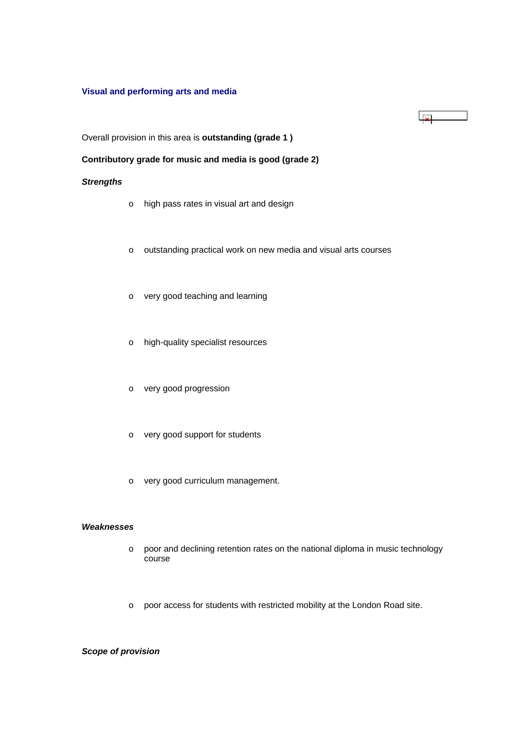### Visual and performing arts and media

Overall provision in this area is **outstanding (grade 1 )**

**Contributory grade for music and media is good (grade 2)**

***Strengths***

- high pass rates in visual art and design
- outstanding practical work on new media and visual arts courses
- very good teaching and learning
- high-quality specialist resources
- very good progression
- very good support for students
- very good curriculum management.

***Weaknesses***

- poor and declining retention rates on the national diploma in music technology course
- poor access for students with restricted mobility at the London Road site.

***Scope of provision***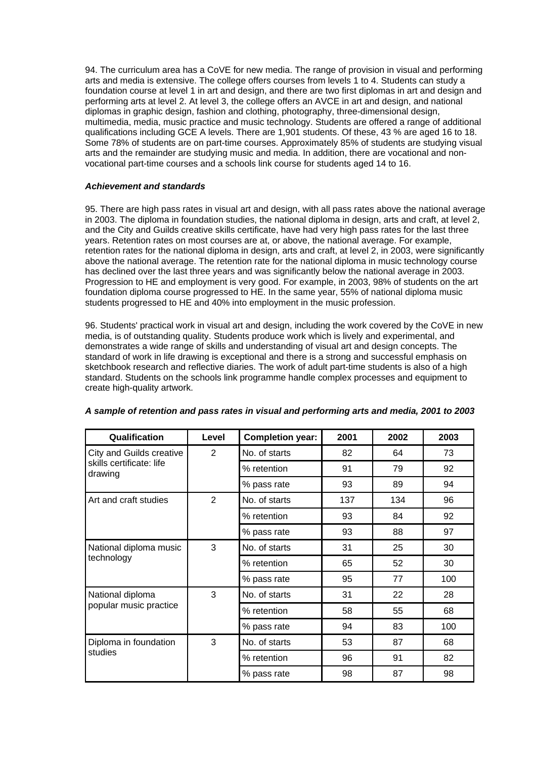94. The curriculum area has a CoVE for new media. The range of provision in visual and performing arts and media is extensive. The college offers courses from levels 1 to 4. Students can study a foundation course at level 1 in art and design, and there are two first diplomas in art and design and performing arts at level 2. At level 3, the college offers an AVCE in art and design, and national diplomas in graphic design, fashion and clothing, photography, three-dimensional design, multimedia, media, music practice and music technology. Students are offered a range of additional qualifications including GCE A levels. There are 1,901 students. Of these, 43 % are aged 16 to 18. Some 78% of students are on part-time courses. Approximately 85% of students are studying visual arts and the remainder are studying music and media. In addition, there are vocational and non-vocational part-time courses and a schools link course for students aged 14 to 16.

***Achievement and standards***

95. There are high pass rates in visual art and design, with all pass rates above the national average in 2003. The diploma in foundation studies, the national diploma in design, arts and craft, at level 2, and the City and Guilds creative skills certificate, have had very high pass rates for the last three years. Retention rates on most courses are at, or above, the national average. For example, retention rates for the national diploma in design, arts and craft, at level 2, in 2003, were significantly above the national average. The retention rate for the national diploma in music technology course has declined over the last three years and was significantly below the national average in 2003. Progression to HE and employment is very good. For example, in 2003, 98% of students on the art foundation diploma course progressed to HE. In the same year, 55% of national diploma music students progressed to HE and 40% into employment in the music profession.

96. Students' practical work in visual art and design, including the work covered by the CoVE in new media, is of outstanding quality. Students produce work which is lively and experimental, and demonstrates a wide range of skills and understanding of visual art and design concepts. The standard of work in life drawing is exceptional and there is a strong and successful emphasis on sketchbook research and reflective diaries. The work of adult part-time students is also of a high standard. Students on the schools link programme handle complex processes and equipment to create high-quality artwork.

***A sample of retention and pass rates in visual and performing arts and media, 2001 to 2003***

| Qualification | Level | Completion year: | 2001 | 2002 | 2003 |
|---|---|---|---|---|---|
| City and Guilds creative skills certificate: life drawing | 2 | No. of starts | 82 | 64 | 73 |
| | | % retention | 91 | 79 | 92 |
| | | % pass rate | 93 | 89 | 94 |
| Art and craft studies | 2 | No. of starts | 137 | 134 | 96 |
| | | % retention | 93 | 84 | 92 |
| | | % pass rate | 93 | 88 | 97 |
| National diploma music technology | 3 | No. of starts | 31 | 25 | 30 |
| | | % retention | 65 | 52 | 30 |
| | | % pass rate | 95 | 77 | 100 |
| National diploma popular music practice | 3 | No. of starts | 31 | 22 | 28 |
| | | % retention | 58 | 55 | 68 |
| | | % pass rate | 94 | 83 | 100 |
| Diploma in foundation studies | 3 | No. of starts | 53 | 87 | 68 |
| | | % retention | 96 | 91 | 82 |
| | | % pass rate | 98 | 87 | 98 |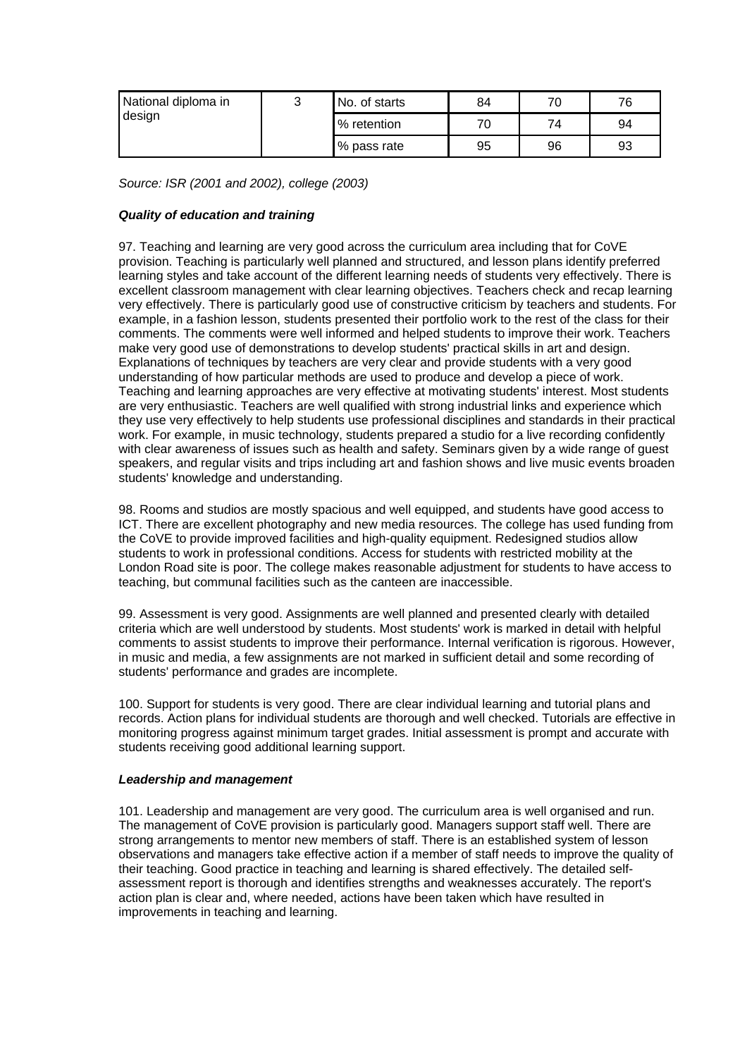| National diploma in design | 3 | No. of starts | 84 | 70 | 76 |
|---|---|---|---|---|---|
| | | % retention | 70 | 74 | 94 |
| | | % pass rate | 95 | 96 | 93 |

*Source: ISR (2001 and 2002), college (2003)*

***Quality of education and training***

97. Teaching and learning are very good across the curriculum area including that for CoVE provision. Teaching is particularly well planned and structured, and lesson plans identify preferred learning styles and take account of the different learning needs of students very effectively. There is excellent classroom management with clear learning objectives. Teachers check and recap learning very effectively. There is particularly good use of constructive criticism by teachers and students. For example, in a fashion lesson, students presented their portfolio work to the rest of the class for their comments. The comments were well informed and helped students to improve their work. Teachers make very good use of demonstrations to develop students' practical skills in art and design. Explanations of techniques by teachers are very clear and provide students with a very good understanding of how particular methods are used to produce and develop a piece of work. Teaching and learning approaches are very effective at motivating students' interest. Most students are very enthusiastic. Teachers are well qualified with strong industrial links and experience which they use very effectively to help students use professional disciplines and standards in their practical work. For example, in music technology, students prepared a studio for a live recording confidently with clear awareness of issues such as health and safety. Seminars given by a wide range of guest speakers, and regular visits and trips including art and fashion shows and live music events broaden students' knowledge and understanding.

98. Rooms and studios are mostly spacious and well equipped, and students have good access to ICT. There are excellent photography and new media resources. The college has used funding from the CoVE to provide improved facilities and high-quality equipment. Redesigned studios allow students to work in professional conditions. Access for students with restricted mobility at the London Road site is poor. The college makes reasonable adjustment for students to have access to teaching, but communal facilities such as the canteen are inaccessible.

99. Assessment is very good. Assignments are well planned and presented clearly with detailed criteria which are well understood by students. Most students' work is marked in detail with helpful comments to assist students to improve their performance. Internal verification is rigorous. However, in music and media, a few assignments are not marked in sufficient detail and some recording of students' performance and grades are incomplete.

100. Support for students is very good. There are clear individual learning and tutorial plans and records. Action plans for individual students are thorough and well checked. Tutorials are effective in monitoring progress against minimum target grades. Initial assessment is prompt and accurate with students receiving good additional learning support.

***Leadership and management***

101. Leadership and management are very good. The curriculum area is well organised and run. The management of CoVE provision is particularly good. Managers support staff well. There are strong arrangements to mentor new members of staff. There is an established system of lesson observations and managers take effective action if a member of staff needs to improve the quality of their teaching. Good practice in teaching and learning is shared effectively. The detailed self-assessment report is thorough and identifies strengths and weaknesses accurately. The report's action plan is clear and, where needed, actions have been taken which have resulted in improvements in teaching and learning.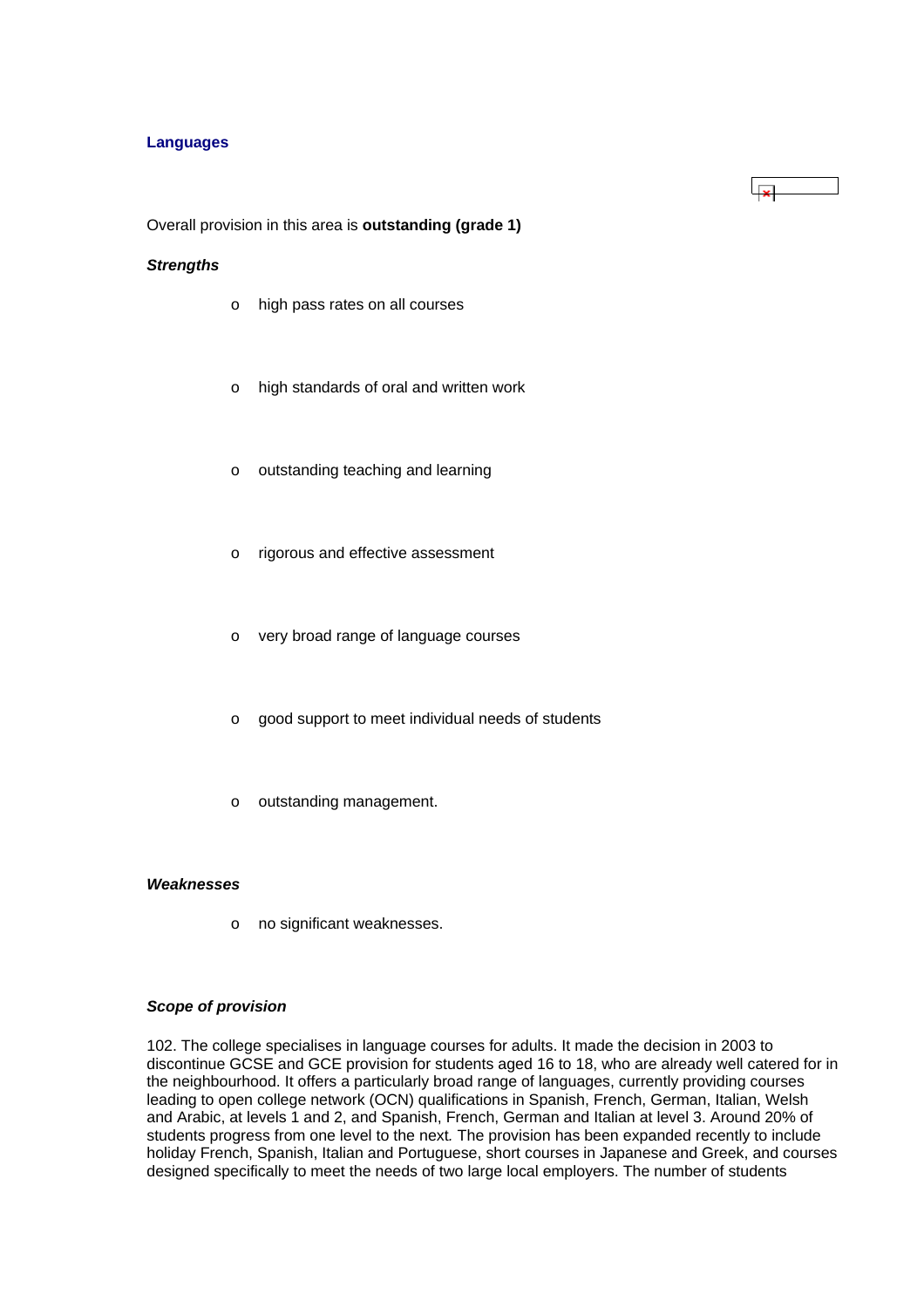### Languages

Overall provision in this area is **outstanding (grade 1)**

***Strengths***

- high pass rates on all courses
- high standards of oral and written work
- outstanding teaching and learning
- rigorous and effective assessment
- very broad range of language courses
- good support to meet individual needs of students
- outstanding management.

***Weaknesses***

- no significant weaknesses.

***Scope of provision***

102. The college specialises in language courses for adults. It made the decision in 2003 to discontinue GCSE and GCE provision for students aged 16 to 18, who are already well catered for in the neighbourhood. It offers a particularly broad range of languages, currently providing courses leading to open college network (OCN) qualifications in Spanish, French, German, Italian, Welsh and Arabic, at levels 1 and 2, and Spanish, French, German and Italian at level 3. Around 20% of students progress from one level to the next. The provision has been expanded recently to include holiday French, Spanish, Italian and Portuguese, short courses in Japanese and Greek, and courses designed specifically to meet the needs of two large local employers. The number of students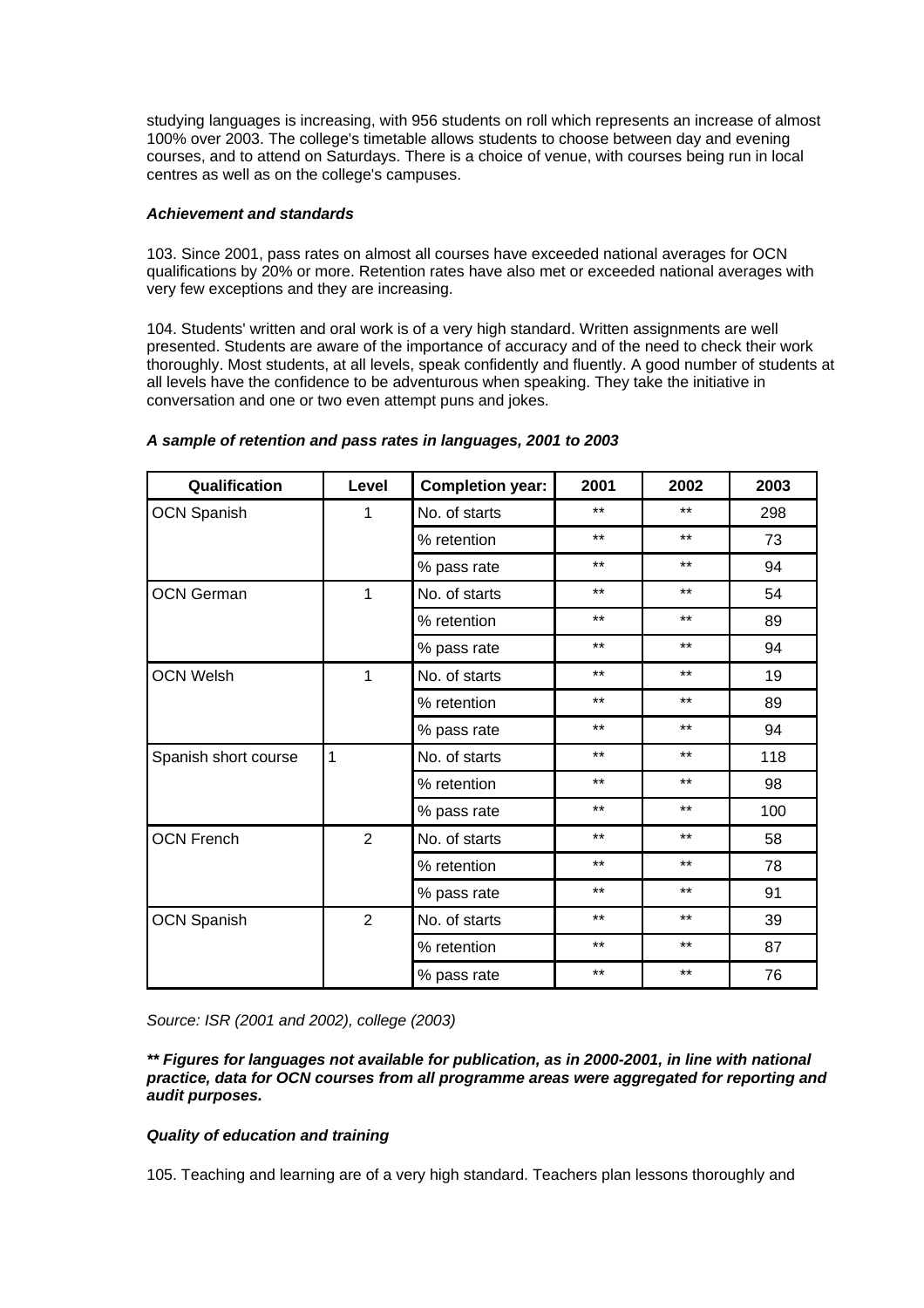studying languages is increasing, with 956 students on roll which represents an increase of almost 100% over 2003. The college's timetable allows students to choose between day and evening courses, and to attend on Saturdays. There is a choice of venue, with courses being run in local centres as well as on the college's campuses.

***Achievement and standards***

103. Since 2001, pass rates on almost all courses have exceeded national averages for OCN qualifications by 20% or more. Retention rates have also met or exceeded national averages with very few exceptions and they are increasing.

104. Students' written and oral work is of a very high standard. Written assignments are well presented. Students are aware of the importance of accuracy and of the need to check their work thoroughly. Most students, at all levels, speak confidently and fluently. A good number of students at all levels have the confidence to be adventurous when speaking. They take the initiative in conversation and one or two even attempt puns and jokes.

***A sample of retention and pass rates in languages, 2001 to 2003***

| Qualification | Level | Completion year: | 2001 | 2002 | 2003 |
|---|---|---|---|---|---|
| OCN Spanish | 1 | No. of starts | ** | ** | 298 |
| | | % retention | ** | ** | 73 |
| | | % pass rate | ** | ** | 94 |
| OCN German | 1 | No. of starts | ** | ** | 54 |
| | | % retention | ** | ** | 89 |
| | | % pass rate | ** | ** | 94 |
| OCN Welsh | 1 | No. of starts | ** | ** | 19 |
| | | % retention | ** | ** | 89 |
| | | % pass rate | ** | ** | 94 |
| Spanish short course | 1 | No. of starts | ** | ** | 118 |
| | | % retention | ** | ** | 98 |
| | | % pass rate | ** | ** | 100 |
| OCN French | 2 | No. of starts | ** | ** | 58 |
| | | % retention | ** | ** | 78 |
| | | % pass rate | ** | ** | 91 |
| OCN Spanish | 2 | No. of starts | ** | ** | 39 |
| | | % retention | ** | ** | 87 |
| | | % pass rate | ** | ** | 76 |

*Source: ISR (2001 and 2002), college (2003)*

***** Figures for languages not available for publication, as in 2000-2001, in line with national practice, data for OCN courses from all programme areas were aggregated for reporting and audit purposes.***

***Quality of education and training***

105. Teaching and learning are of a very high standard. Teachers plan lessons thoroughly and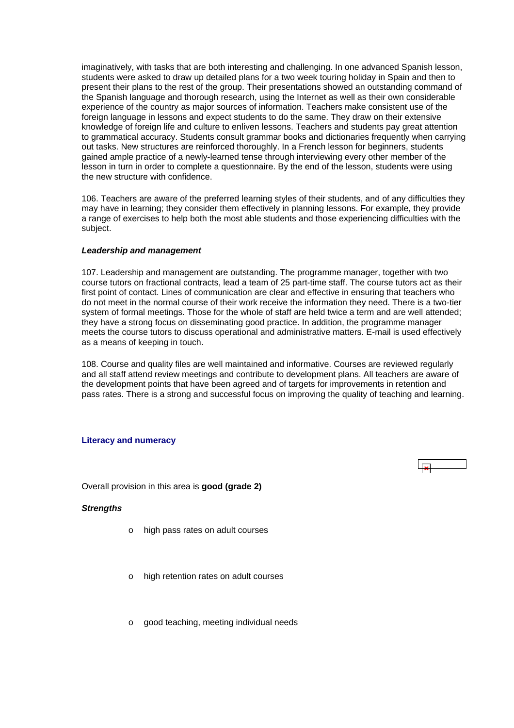imaginatively, with tasks that are both interesting and challenging. In one advanced Spanish lesson, students were asked to draw up detailed plans for a two week touring holiday in Spain and then to present their plans to the rest of the group. Their presentations showed an outstanding command of the Spanish language and thorough research, using the Internet as well as their own considerable experience of the country as major sources of information. Teachers make consistent use of the foreign language in lessons and expect students to do the same. They draw on their extensive knowledge of foreign life and culture to enliven lessons. Teachers and students pay great attention to grammatical accuracy. Students consult grammar books and dictionaries frequently when carrying out tasks. New structures are reinforced thoroughly. In a French lesson for beginners, students gained ample practice of a newly-learned tense through interviewing every other member of the lesson in turn in order to complete a questionnaire. By the end of the lesson, students were using the new structure with confidence.

106. Teachers are aware of the preferred learning styles of their students, and of any difficulties they may have in learning; they consider them effectively in planning lessons. For example, they provide a range of exercises to help both the most able students and those experiencing difficulties with the subject.

***Leadership and management***

107. Leadership and management are outstanding. The programme manager, together with two course tutors on fractional contracts, lead a team of 25 part-time staff. The course tutors act as their first point of contact. Lines of communication are clear and effective in ensuring that teachers who do not meet in the normal course of their work receive the information they need. There is a two-tier system of formal meetings. Those for the whole of staff are held twice a term and are well attended; they have a strong focus on disseminating good practice. In addition, the programme manager meets the course tutors to discuss operational and administrative matters. E-mail is used effectively as a means of keeping in touch.

108. Course and quality files are well maintained and informative. Courses are reviewed regularly and all staff attend review meetings and contribute to development plans. All teachers are aware of the development points that have been agreed and of targets for improvements in retention and pass rates. There is a strong and successful focus on improving the quality of teaching and learning.

### Literacy and numeracy

Overall provision in this area is **good (grade 2)**

***Strengths***

- high pass rates on adult courses
- high retention rates on adult courses
- good teaching, meeting individual needs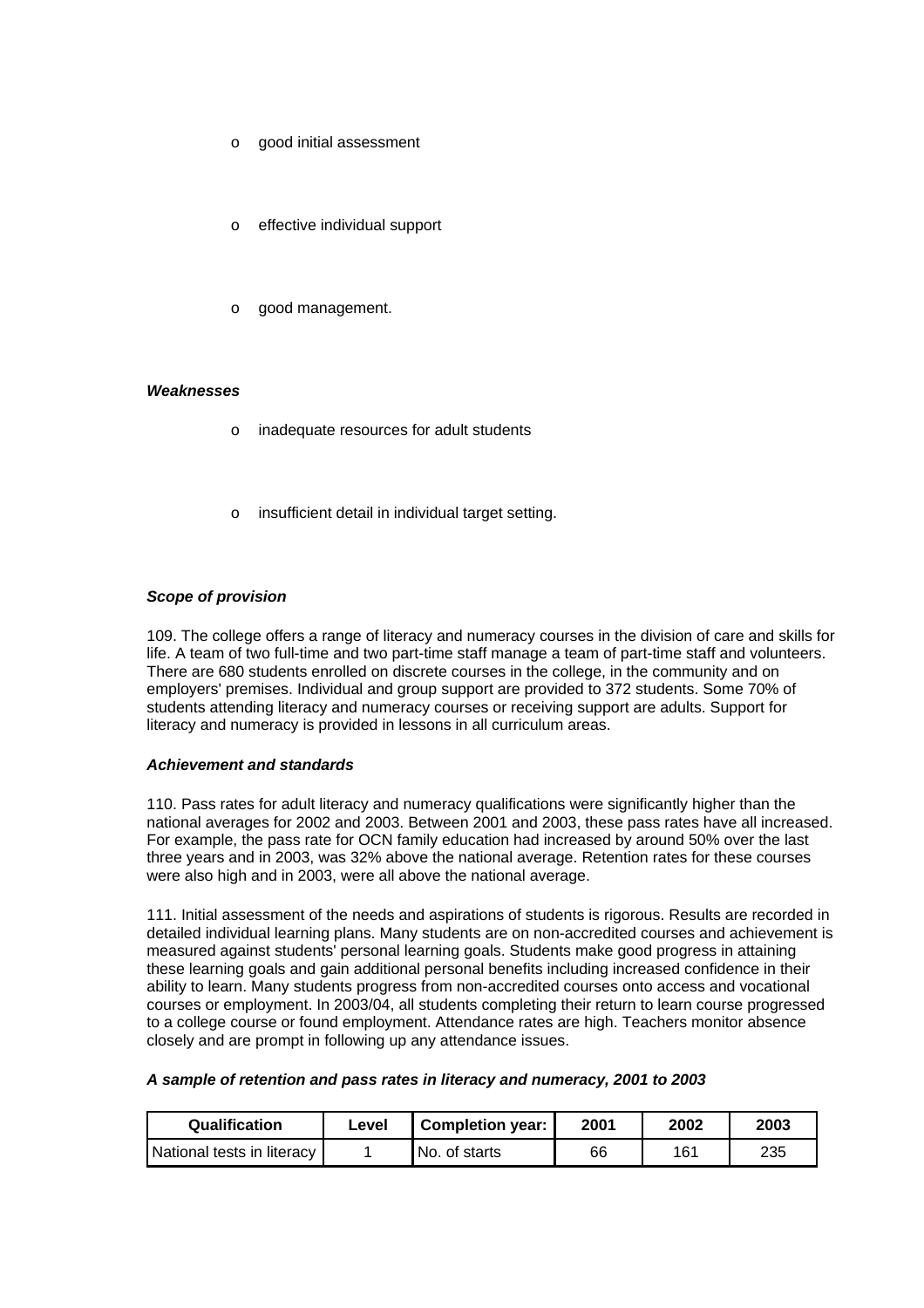- good initial assessment
- effective individual support
- good management.

***Weaknesses***

- inadequate resources for adult students
- insufficient detail in individual target setting.

***Scope of provision***

109. The college offers a range of literacy and numeracy courses in the division of care and skills for life. A team of two full-time and two part-time staff manage a team of part-time staff and volunteers. There are 680 students enrolled on discrete courses in the college, in the community and on employers' premises. Individual and group support are provided to 372 students. Some 70% of students attending literacy and numeracy courses or receiving support are adults. Support for literacy and numeracy is provided in lessons in all curriculum areas.

***Achievement and standards***

110. Pass rates for adult literacy and numeracy qualifications were significantly higher than the national averages for 2002 and 2003. Between 2001 and 2003, these pass rates have all increased. For example, the pass rate for OCN family education had increased by around 50% over the last three years and in 2003, was 32% above the national average. Retention rates for these courses were also high and in 2003, were all above the national average.

111. Initial assessment of the needs and aspirations of students is rigorous. Results are recorded in detailed individual learning plans. Many students are on non-accredited courses and achievement is measured against students' personal learning goals. Students make good progress in attaining these learning goals and gain additional personal benefits including increased confidence in their ability to learn. Many students progress from non-accredited courses onto access and vocational courses or employment. In 2003/04, all students completing their return to learn course progressed to a college course or found employment. Attendance rates are high. Teachers monitor absence closely and are prompt in following up any attendance issues.

***A sample of retention and pass rates in literacy and numeracy, 2001 to 2003***

| Qualification | Level | Completion year: | 2001 | 2002 | 2003 |
|---|---|---|---|---|---|
| National tests in literacy | 1 | No. of starts | 66 | 161 | 235 |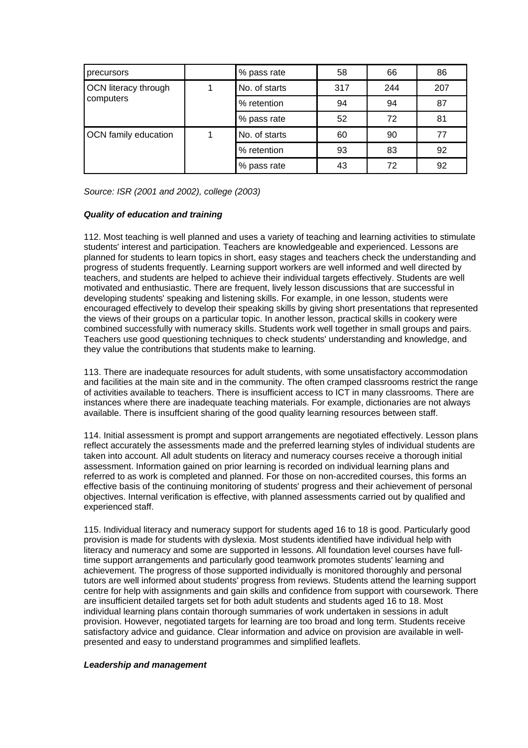| precursors | | % pass rate | 58 | 66 | 86 |
|---|---|---|---|---|---|
| OCN literacy through computers | 1 | No. of starts | 317 | 244 | 207 |
| | | % retention | 94 | 94 | 87 |
| | | % pass rate | 52 | 72 | 81 |
| OCN family education | 1 | No. of starts | 60 | 90 | 77 |
| | | % retention | 93 | 83 | 92 |
| | | % pass rate | 43 | 72 | 92 |

*Source: ISR (2001 and 2002), college (2003)*

***Quality of education and training***

112. Most teaching is well planned and uses a variety of teaching and learning activities to stimulate students' interest and participation. Teachers are knowledgeable and experienced. Lessons are planned for students to learn topics in short, easy stages and teachers check the understanding and progress of students frequently. Learning support workers are well informed and well directed by teachers, and students are helped to achieve their individual targets effectively. Students are well motivated and enthusiastic. There are frequent, lively lesson discussions that are successful in developing students' speaking and listening skills. For example, in one lesson, students were encouraged effectively to develop their speaking skills by giving short presentations that represented the views of their groups on a particular topic. In another lesson, practical skills in cookery were combined successfully with numeracy skills. Students work well together in small groups and pairs. Teachers use good questioning techniques to check students' understanding and knowledge, and they value the contributions that students make to learning.

113. There are inadequate resources for adult students, with some unsatisfactory accommodation and facilities at the main site and in the community. The often cramped classrooms restrict the range of activities available to teachers. There is insufficient access to ICT in many classrooms. There are instances where there are inadequate teaching materials. For example, dictionaries are not always available. There is insuffcient sharing of the good quality learning resources between staff.

114. Initial assessment is prompt and support arrangements are negotiated effectively. Lesson plans reflect accurately the assessments made and the preferred learning styles of individual students are taken into account. All adult students on literacy and numeracy courses receive a thorough initial assessment. Information gained on prior learning is recorded on individual learning plans and referred to as work is completed and planned. For those on non-accredited courses, this forms an effective basis of the continuing monitoring of students' progress and their achievement of personal objectives. Internal verification is effective, with planned assessments carried out by qualified and experienced staff.

115. Individual literacy and numeracy support for students aged 16 to 18 is good. Particularly good provision is made for students with dyslexia. Most students identified have individual help with literacy and numeracy and some are supported in lessons. All foundation level courses have full-time support arrangements and particularly good teamwork promotes students' learning and achievement. The progress of those supported individually is monitored thoroughly and personal tutors are well informed about students' progress from reviews. Students attend the learning support centre for help with assignments and gain skills and confidence from support with coursework. There are insufficient detailed targets set for both adult students and students aged 16 to 18. Most individual learning plans contain thorough summaries of work undertaken in sessions in adult provision. However, negotiated targets for learning are too broad and long term. Students receive satisfactory advice and guidance. Clear information and advice on provision are available in well-presented and easy to understand programmes and simplified leaflets.

***Leadership and management***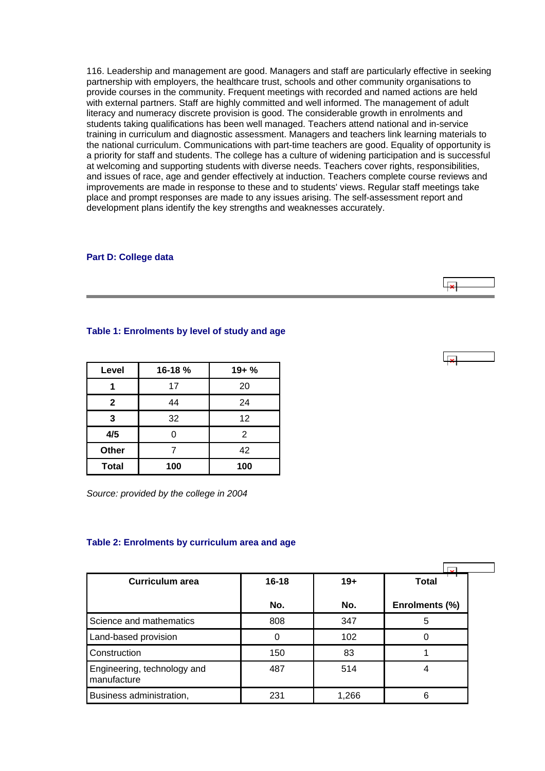116. Leadership and management are good. Managers and staff are particularly effective in seeking partnership with employers, the healthcare trust, schools and other community organisations to provide courses in the community. Frequent meetings with recorded and named actions are held with external partners. Staff are highly committed and well informed. The management of adult literacy and numeracy discrete provision is good. The considerable growth in enrolments and students taking qualifications has been well managed. Teachers attend national and in-service training in curriculum and diagnostic assessment. Managers and teachers link learning materials to the national curriculum. Communications with part-time teachers are good. Equality of opportunity is a priority for staff and students. The college has a culture of widening participation and is successful at welcoming and supporting students with diverse needs. Teachers cover rights, responsibilities, and issues of race, age and gender effectively at induction. Teachers complete course reviews and improvements are made in response to these and to students' views. Regular staff meetings take place and prompt responses are made to any issues arising. The self-assessment report and development plans identify the key strengths and weaknesses accurately.

## Part D: College data

### Table 1: Enrolments by level of study and age

| Level | 16-18 % | 19+ % |
|---|---|---|
| **1** | 17 | 20 |
| **2** | 44 | 24 |
| **3** | 32 | 12 |
| **4/5** | 0 | 2 |
| **Other** | 7 | 42 |
| **Total** | **100** | **100** |

*Source: provided by the college in 2004*

### Table 2: Enrolments by curriculum area and age

| Curriculum area | 16-18 | 19+ | Total |
|---|---|---|---|
| | No. | No. | Enrolments (%) |
| Science and mathematics | 808 | 347 | 5 |
| Land-based provision | 0 | 102 | 0 |
| Construction | 150 | 83 | 1 |
| Engineering, technology and manufacture | 487 | 514 | 4 |
| Business administration, | 231 | 1,266 | 6 |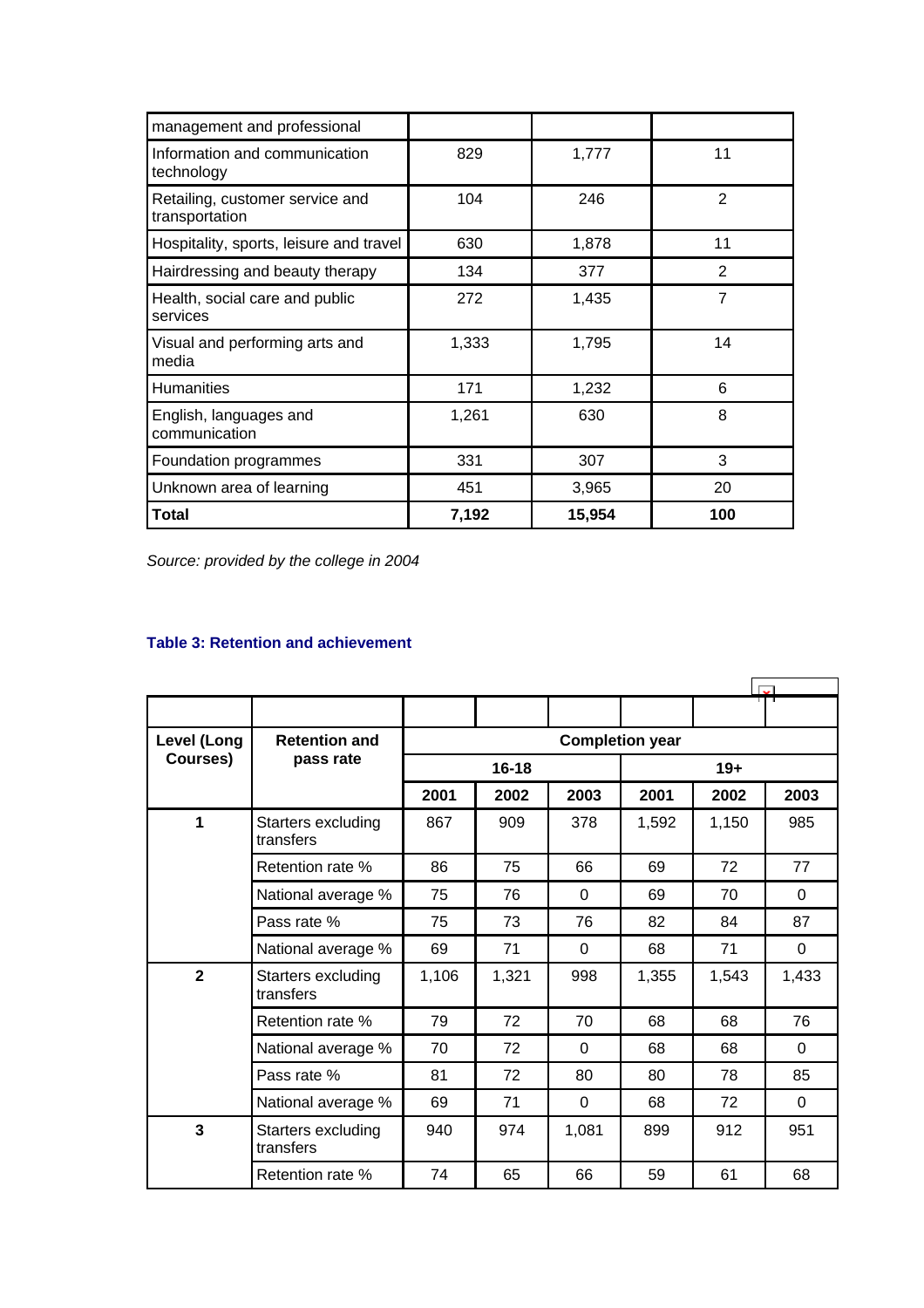| management and professional | | | |
|---|---|---|---|
| Information and communication technology | 829 | 1,777 | 11 |
| Retailing, customer service and transportation | 104 | 246 | 2 |
| Hospitality, sports, leisure and travel | 630 | 1,878 | 11 |
| Hairdressing and beauty therapy | 134 | 377 | 2 |
| Health, social care and public services | 272 | 1,435 | 7 |
| Visual and performing arts and media | 1,333 | 1,795 | 14 |
| Humanities | 171 | 1,232 | 6 |
| English, languages and communication | 1,261 | 630 | 8 |
| Foundation programmes | 331 | 307 | 3 |
| Unknown area of learning | 451 | 3,965 | 20 |
| **Total** | **7,192** | **15,954** | **100** |

*Source: provided by the college in 2004*

**Table 3: Retention and achievement**

| Level (Long Courses) | Retention and pass rate | Completion year | | | | | |
|---|---|---|---|---|---|---|---|
| | | 16-18 | | | 19+ | | |
| | | 2001 | 2002 | 2003 | 2001 | 2002 | 2003 |
| 1 | Starters excluding transfers | 867 | 909 | 378 | 1,592 | 1,150 | 985 |
| | Retention rate % | 86 | 75 | 66 | 69 | 72 | 77 |
| | National average % | 75 | 76 | 0 | 69 | 70 | 0 |
| | Pass rate % | 75 | 73 | 76 | 82 | 84 | 87 |
| | National average % | 69 | 71 | 0 | 68 | 71 | 0 |
| 2 | Starters excluding transfers | 1,106 | 1,321 | 998 | 1,355 | 1,543 | 1,433 |
| | Retention rate % | 79 | 72 | 70 | 68 | 68 | 76 |
| | National average % | 70 | 72 | 0 | 68 | 68 | 0 |
| | Pass rate % | 81 | 72 | 80 | 80 | 78 | 85 |
| | National average % | 69 | 71 | 0 | 68 | 72 | 0 |
| 3 | Starters excluding transfers | 940 | 974 | 1,081 | 899 | 912 | 951 |
| | Retention rate % | 74 | 65 | 66 | 59 | 61 | 68 |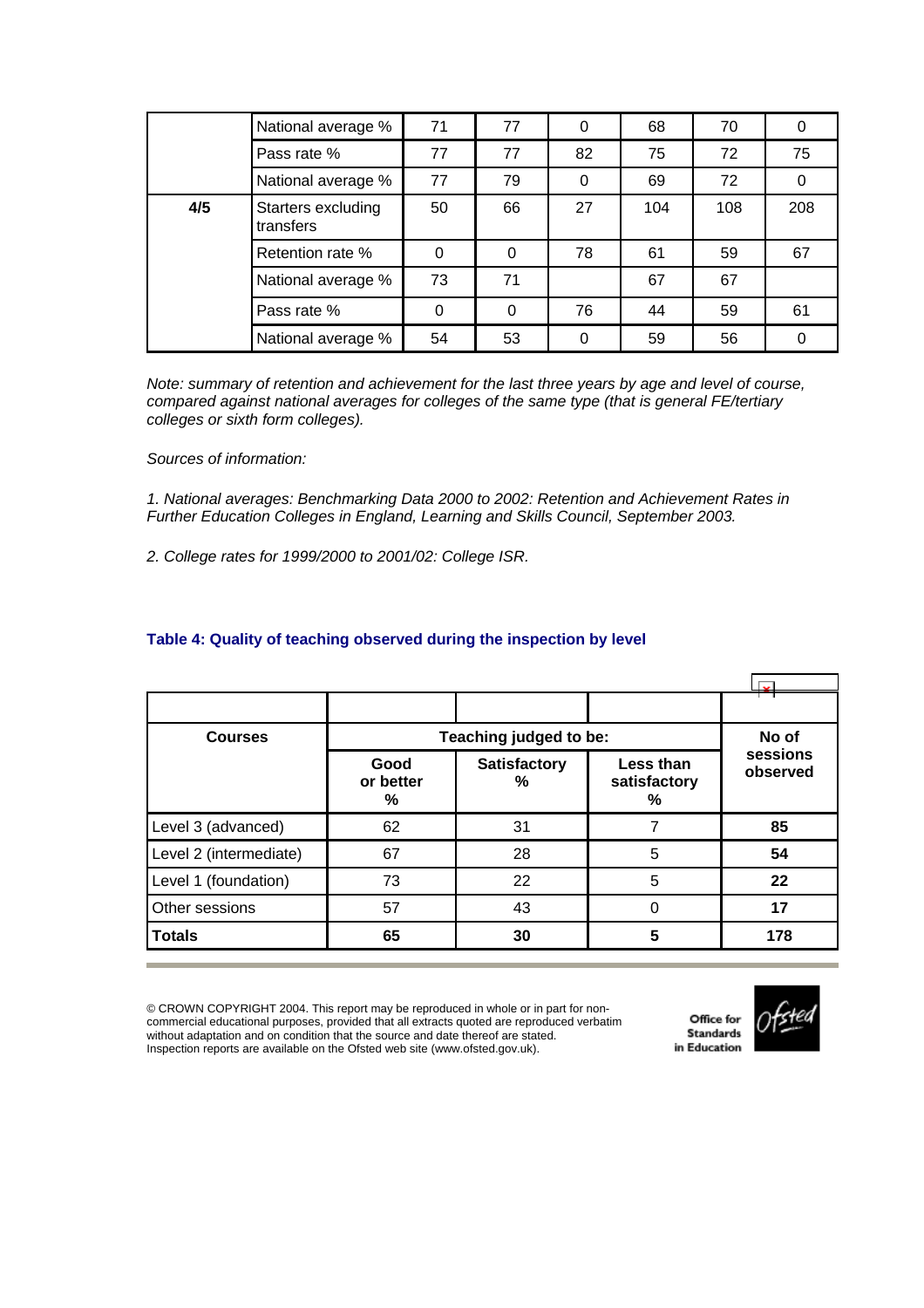| | | | | | | | |
|---|---|---|---|---|---|---|---|
| | National average % | 71 | 77 | 0 | 68 | 70 | 0 |
| | Pass rate % | 77 | 77 | 82 | 75 | 72 | 75 |
| | National average % | 77 | 79 | 0 | 69 | 72 | 0 |
| **4/5** | Starters excluding transfers | 50 | 66 | 27 | 104 | 108 | 208 |
| | Retention rate % | 0 | 0 | 78 | 61 | 59 | 67 |
| | National average % | 73 | 71 | | 67 | 67 | |
| | Pass rate % | 0 | 0 | 76 | 44 | 59 | 61 |
| | National average % | 54 | 53 | 0 | 59 | 56 | 0 |

*Note: summary of retention and achievement for the last three years by age and level of course, compared against national averages for colleges of the same type (that is general FE/tertiary colleges or sixth form colleges).*

*Sources of information:*

*1. National averages: Benchmarking Data 2000 to 2002: Retention and Achievement Rates in Further Education Colleges in England, Learning and Skills Council, September 2003.*

*2. College rates for 1999/2000 to 2001/02: College ISR.*

### Table 4: Quality of teaching observed during the inspection by level

| Courses | Teaching judged to be: | | | No of sessions observed |
|---|---|---|---|---|
| | Good or better % | Satisfactory % | Less than satisfactory % | |
| Level 3 (advanced) | 62 | 31 | 7 | **85** |
| Level 2 (intermediate) | 67 | 28 | 5 | **54** |
| Level 1 (foundation) | 73 | 22 | 5 | **22** |
| Other sessions | 57 | 43 | 0 | **17** |
| **Totals** | **65** | **30** | **5** | **178** |

© CROWN COPYRIGHT 2004. This report may be reproduced in whole or in part for non-commercial educational purposes, provided that all extracts quoted are reproduced verbatim without adaptation and on condition that the source and date thereof are stated. Inspection reports are available on the Ofsted web site (www.ofsted.gov.uk).

Office for Standards in Education